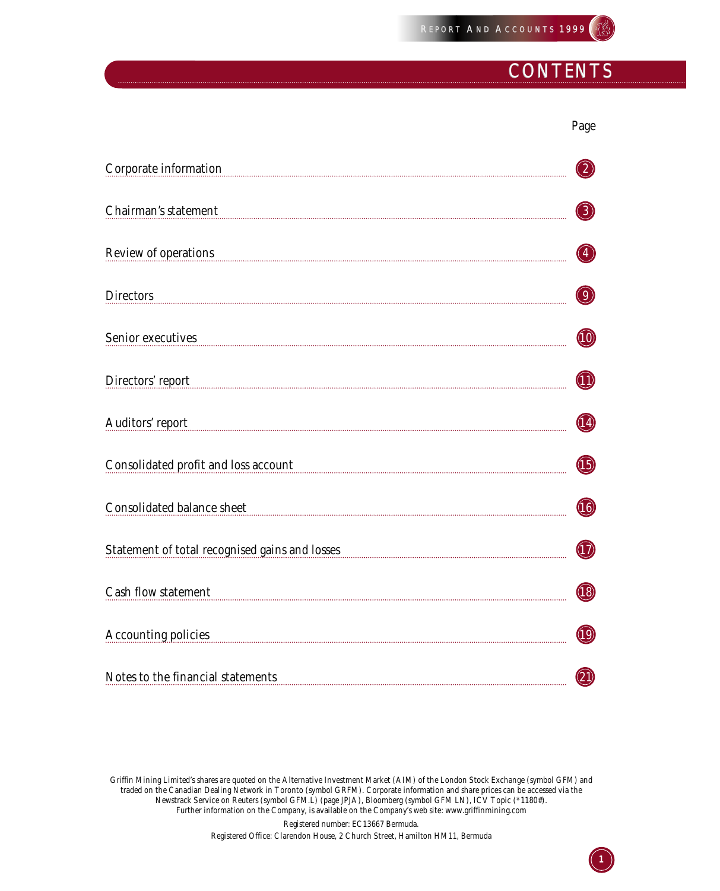# CONTENTS

| | Page |
|---|---|
| Corporate information | 2 |
| Chairman's statement | 3 |
| Review of operations | 4 |
| Directors | 9 |
| Senior executives | 10 |
| Directors' report | 11 |
| Auditors' report | 14 |
| Consolidated profit and loss account | 15 |
| Consolidated balance sheet | 16 |
| Statement of total recognised gains and losses | 17 |
| Cash flow statement | 18 |
| Accounting policies | 19 |
| Notes to the financial statements | 21 |

*Griffin Mining Limited's shares are quoted on the Alternative Investment Market (AIM) of the London Stock Exchange (symbol GFM) and traded on the Canadian Dealing Network in Toronto (symbol GRFM). Corporate information and share prices can be accessed via the Newstrack Service on Reuters (symbol GFM.L) (page JPJA), Bloomberg (symbol GFM LN), ICV Topic (*1180#). Further information on the Company, is available on the Company's web site: www.griffinmining.com*

Registered number: EC13667 Bermuda.

Registered Office: Clarendon House, 2 Church Street, Hamilton HM11, Bermuda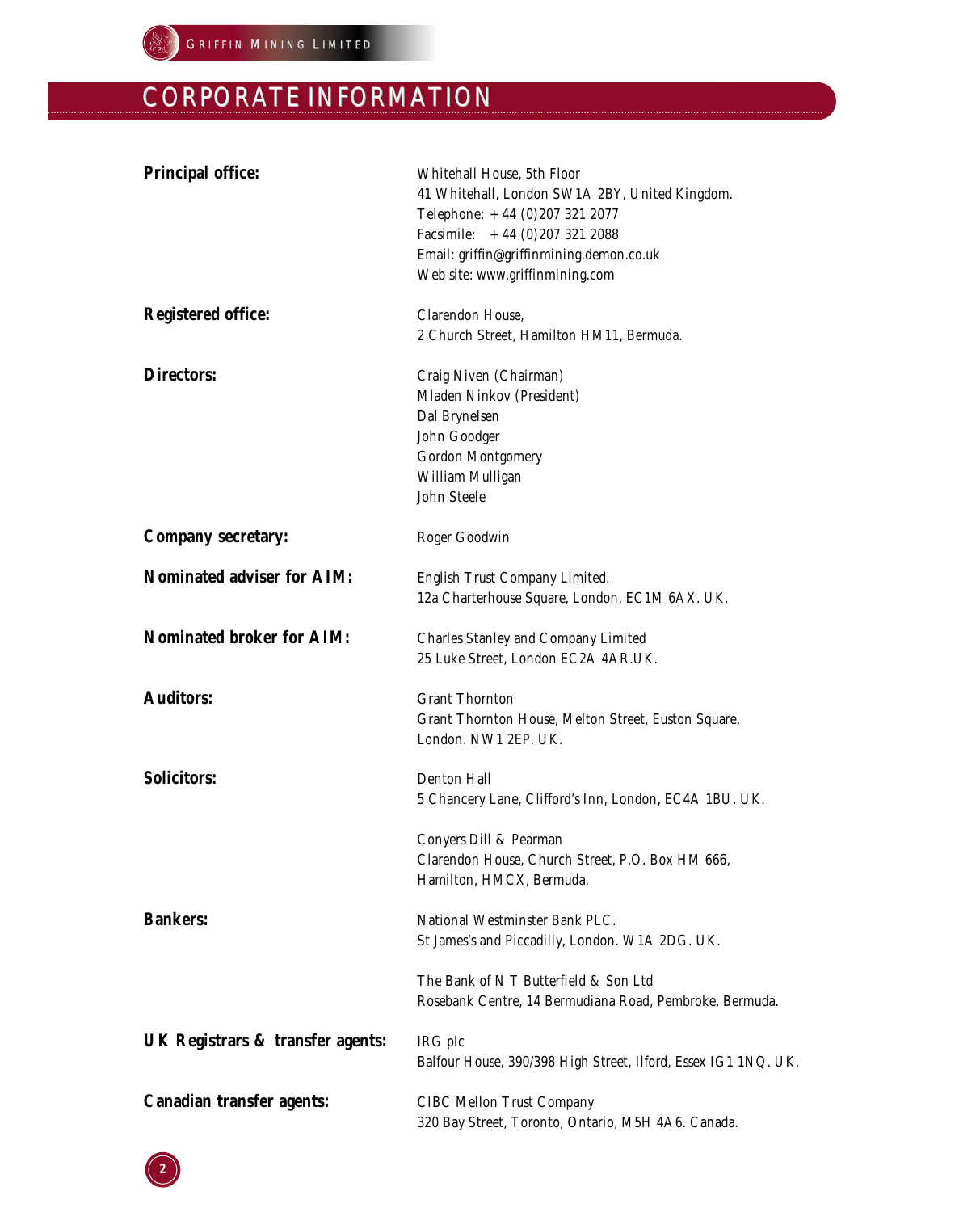# CORPORATE INFORMATION

**Principal office:**
Whitehall House, 5th Floor
41 Whitehall, London SW1A 2BY, United Kingdom.
Telephone: + 44 (0)207 321 2077
Facsimile: + 44 (0)207 321 2088
Email: griffin@griffinmining.demon.co.uk
Web site: www.griffinmining.com

**Registered office:**
Clarendon House,
2 Church Street, Hamilton HM11, Bermuda.

**Directors:**
Craig Niven (Chairman)
Mladen Ninkov (President)
Dal Brynelsen
John Goodger
Gordon Montgomery
William Mulligan
John Steele

**Company secretary:**
Roger Goodwin

**Nominated adviser for AIM:**
English Trust Company Limited.
12a Charterhouse Square, London, EC1M 6AX. UK.

**Nominated broker for AIM:**
Charles Stanley and Company Limited
25 Luke Street, London EC2A 4AR.UK.

**Auditors:**
Grant Thornton
Grant Thornton House, Melton Street, Euston Square,
London. NW1 2EP. UK.

**Solicitors:**
Denton Hall
5 Chancery Lane, Clifford's Inn, London, EC4A 1BU. UK.

Conyers Dill & Pearman
Clarendon House, Church Street, P.O. Box HM 666,
Hamilton, HMCX, Bermuda.

**Bankers:**
National Westminster Bank PLC.
St James's and Piccadilly, London. W1A 2DG. UK.

The Bank of N T Butterfield & Son Ltd
Rosebank Centre, 14 Bermudiana Road, Pembroke, Bermuda.

**UK Registrars & transfer agents:**
IRG plc
Balfour House, 390/398 High Street, Ilford, Essex IG1 1NQ. UK.

**Canadian transfer agents:**
CIBC Mellon Trust Company
320 Bay Street, Toronto, Ontario, M5H 4A6. Canada.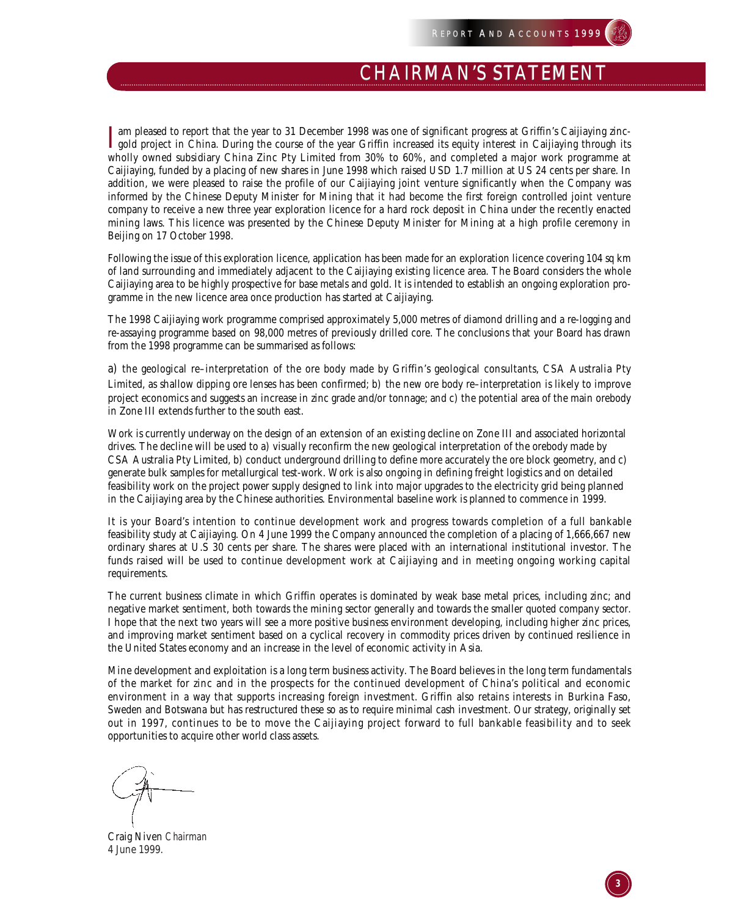# CHAIRMAN'S STATEMENT

I am pleased to report that the year to 31 December 1998 was one of significant progress at Griffin's Caijiaying zinc-gold project in China. During the course of the year Griffin increased its equity interest in Caijiaying through its wholly owned subsidiary China Zinc Pty Limited from 30% to 60%, and completed a major work programme at Caijiaying, funded by a placing of new shares in June 1998 which raised USD 1.7 million at US 24 cents per share. In addition, we were pleased to raise the profile of our Caijiaying joint venture significantly when the Company was informed by the Chinese Deputy Minister for Mining that it had become the first foreign controlled joint venture company to receive a new three year exploration licence for a hard rock deposit in China under the recently enacted mining laws. This licence was presented by the Chinese Deputy Minister for Mining at a high profile ceremony in Beijing on 17 October 1998.

Following the issue of this exploration licence, application has been made for an exploration licence covering 104 sq km of land surrounding and immediately adjacent to the Caijiaying existing licence area. The Board considers the whole Caijiaying area to be highly prospective for base metals and gold. It is intended to establish an ongoing exploration programme in the new licence area once production has started at Caijiaying.

The 1998 Caijiaying work programme comprised approximately 5,000 metres of diamond drilling and a re-logging and re-assaying programme based on 98,000 metres of previously drilled core. The conclusions that your Board has drawn from the 1998 programme can be summarised as follows:

a) the geological re–interpretation of the ore body made by Griffin's geological consultants, CSA Australia Pty Limited, as shallow dipping ore lenses has been confirmed; b) the new ore body re–interpretation is likely to improve project economics and suggests an increase in zinc grade and/or tonnage; and c) the potential area of the main orebody in Zone III extends further to the south east.

Work is currently underway on the design of an extension of an existing decline on Zone III and associated horizontal drives. The decline will be used to a) visually reconfirm the new geological interpretation of the orebody made by CSA Australia Pty Limited, b) conduct underground drilling to define more accurately the ore block geometry, and c) generate bulk samples for metallurgical test-work. Work is also ongoing in defining freight logistics and on detailed feasibility work on the project power supply designed to link into major upgrades to the electricity grid being planned in the Caijiaying area by the Chinese authorities. Environmental baseline work is planned to commence in 1999.

It is your Board's intention to continue development work and progress towards completion of a full bankable feasibility study at Caijiaying. On 4 June 1999 the Company announced the completion of a placing of 1,666,667 new ordinary shares at U.S 30 cents per share. The shares were placed with an international institutional investor. The funds raised will be used to continue development work at Caijiaying and in meeting ongoing working capital requirements.

The current business climate in which Griffin operates is dominated by weak base metal prices, including zinc; and negative market sentiment, both towards the mining sector generally and towards the smaller quoted company sector. I hope that the next two years will see a more positive business environment developing, including higher zinc prices, and improving market sentiment based on a cyclical recovery in commodity prices driven by continued resilience in the United States economy and an increase in the level of economic activity in Asia.

Mine development and exploitation is a long term business activity. The Board believes in the long term fundamentals of the market for zinc and in the prospects for the continued development of China's political and economic environment in a way that supports increasing foreign investment. Griffin also retains interests in Burkina Faso, Sweden and Botswana but has restructured these so as to require minimal cash investment. Our strategy, originally set out in 1997, continues to be to move the Caijiaying project forward to full bankable feasibility and to seek opportunities to acquire other world class assets.

Craig Niven *Chairman*
*4 June 1999.*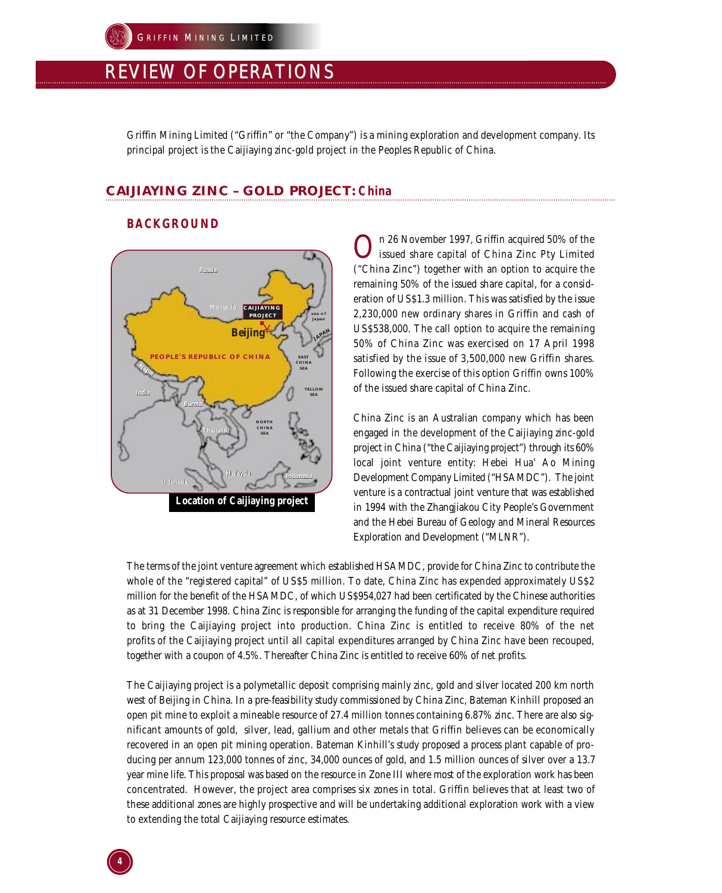# REVIEW OF OPERATIONS

Griffin Mining Limited ("Griffin" or "the Company") is a mining exploration and development company. Its principal project is the Caijiaying zinc-gold project in the Peoples Republic of China.

## CAIJIAYING ZINC – GOLD PROJECT: China

### BACKGROUND

Location of Caijiaying project

On 26 November 1997, Griffin acquired 50% of the issued share capital of China Zinc Pty Limited ("China Zinc") together with an option to acquire the remaining 50% of the issued share capital, for a consideration of US$1.3 million. This was satisfied by the issue 2,230,000 new ordinary shares in Griffin and cash of US$538,000. The call option to acquire the remaining 50% of China Zinc was exercised on 17 April 1998 satisfied by the issue of 3,500,000 new Griffin shares. Following the exercise of this option Griffin owns 100% of the issued share capital of China Zinc.

China Zinc is an Australian company which has been engaged in the development of the Caijiaying zinc-gold project in China ("the Caijiaying project") through its 60% local joint venture entity: Hebei Hua' Ao Mining Development Company Limited ("HSAMDC"). The joint venture is a contractual joint venture that was established in 1994 with the Zhangjiakou City People's Government and the Hebei Bureau of Geology and Mineral Resources Exploration and Development ("MLNR").

The terms of the joint venture agreement which established HSAMDC, provide for China Zinc to contribute the whole of the "registered capital" of US$5 million. To date, China Zinc has expended approximately US$2 million for the benefit of the HSAMDC, of which US$954,027 had been certificated by the Chinese authorities as at 31 December 1998. China Zinc is responsible for arranging the funding of the capital expenditure required to bring the Caijiaying project into production. China Zinc is entitled to receive 80% of the net profits of the Caijiaying project until all capital expenditures arranged by China Zinc have been recouped, together with a coupon of 4.5%. Thereafter China Zinc is entitled to receive 60% of net profits.

The Caijiaying project is a polymetallic deposit comprising mainly zinc, gold and silver located 200 km north west of Beijing in China. In a pre-feasibility study commissioned by China Zinc, Bateman Kinhill proposed an open pit mine to exploit a mineable resource of 27.4 million tonnes containing 6.87% zinc. There are also significant amounts of gold, silver, lead, gallium and other metals that Griffin believes can be economically recovered in an open pit mining operation. Bateman Kinhill's study proposed a process plant capable of producing per annum 123,000 tonnes of zinc, 34,000 ounces of gold, and 1.5 million ounces of silver over a 13.7 year mine life. This proposal was based on the resource in Zone III where most of the exploration work has been concentrated. However, the project area comprises six zones in total. Griffin believes that at least two of these additional zones are highly prospective and will be undertaking additional exploration work with a view to extending the total Caijiaying resource estimates.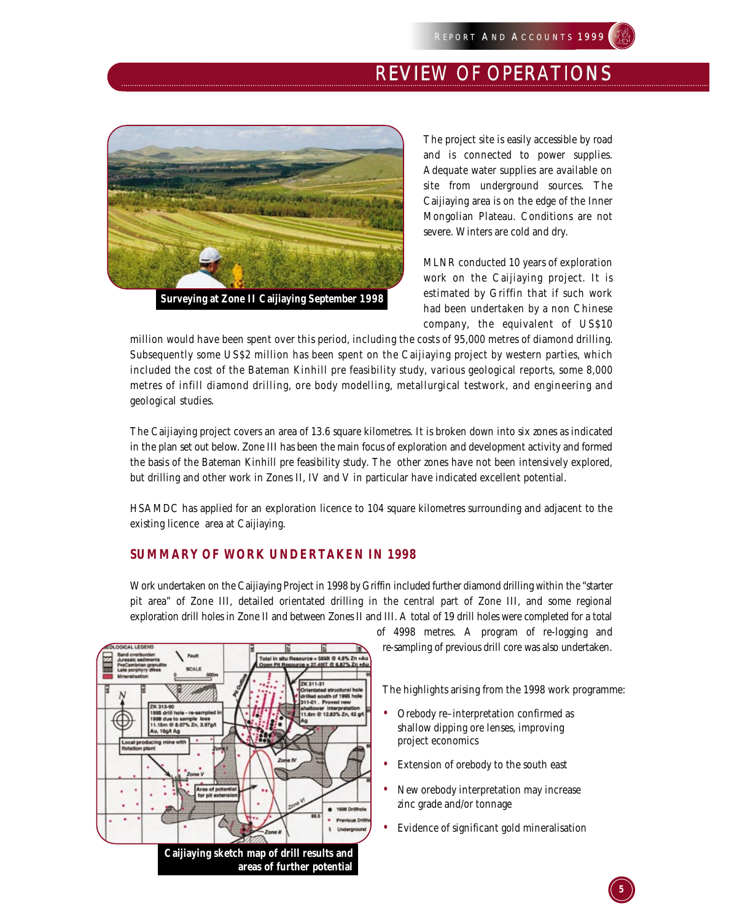## REVIEW OF OPERATIONS

Surveying at Zone II Caijiaying September 1998

The project site is easily accessible by road and is connected to power supplies. Adequate water supplies are available on site from underground sources. The Caijiaying area is on the edge of the Inner Mongolian Plateau. Conditions are not severe. Winters are cold and dry.

MLNR conducted 10 years of exploration work on the Caijiaying project. It is estimated by Griffin that if such work had been undertaken by a non Chinese company, the equivalent of US$10 million would have been spent over this period, including the costs of 95,000 metres of diamond drilling. Subsequently some US$2 million has been spent on the Caijiaying project by western parties, which included the cost of the Bateman Kinhill pre feasibility study, various geological reports, some 8,000 metres of infill diamond drilling, ore body modelling, metallurgical testwork, and engineering and geological studies.

The Caijiaying project covers an area of 13.6 square kilometres. It is broken down into six zones as indicated in the plan set out below. Zone III has been the main focus of exploration and development activity and formed the basis of the Bateman Kinhill pre feasibility study. The other zones have not been intensively explored, but drilling and other work in Zones II, IV and V in particular have indicated excellent potential.

HSAMDC has applied for an exploration licence to 104 square kilometres surrounding and adjacent to the existing licence area at Caijiaying.

### SUMMARY OF WORK UNDERTAKEN IN 1998

Work undertaken on the Caijiaying Project in 1998 by Griffin included further diamond drilling within the "starter pit area" of Zone III, detailed orientated drilling in the central part of Zone III, and some regional exploration drill holes in Zone II and between Zones II and III. A total of 19 drill holes were completed for a total of 4998 metres. A program of re-logging and re-sampling of previous drill core was also undertaken.

The highlights arising from the 1998 work programme:

- Orebody re–interpretation confirmed as shallow dipping ore lenses, improving project economics
- Extension of orebody to the south east
- New orebody interpretation may increase zinc grade and/or tonnage
- Evidence of significant gold mineralisation

Caijiaying sketch map of drill results and areas of further potential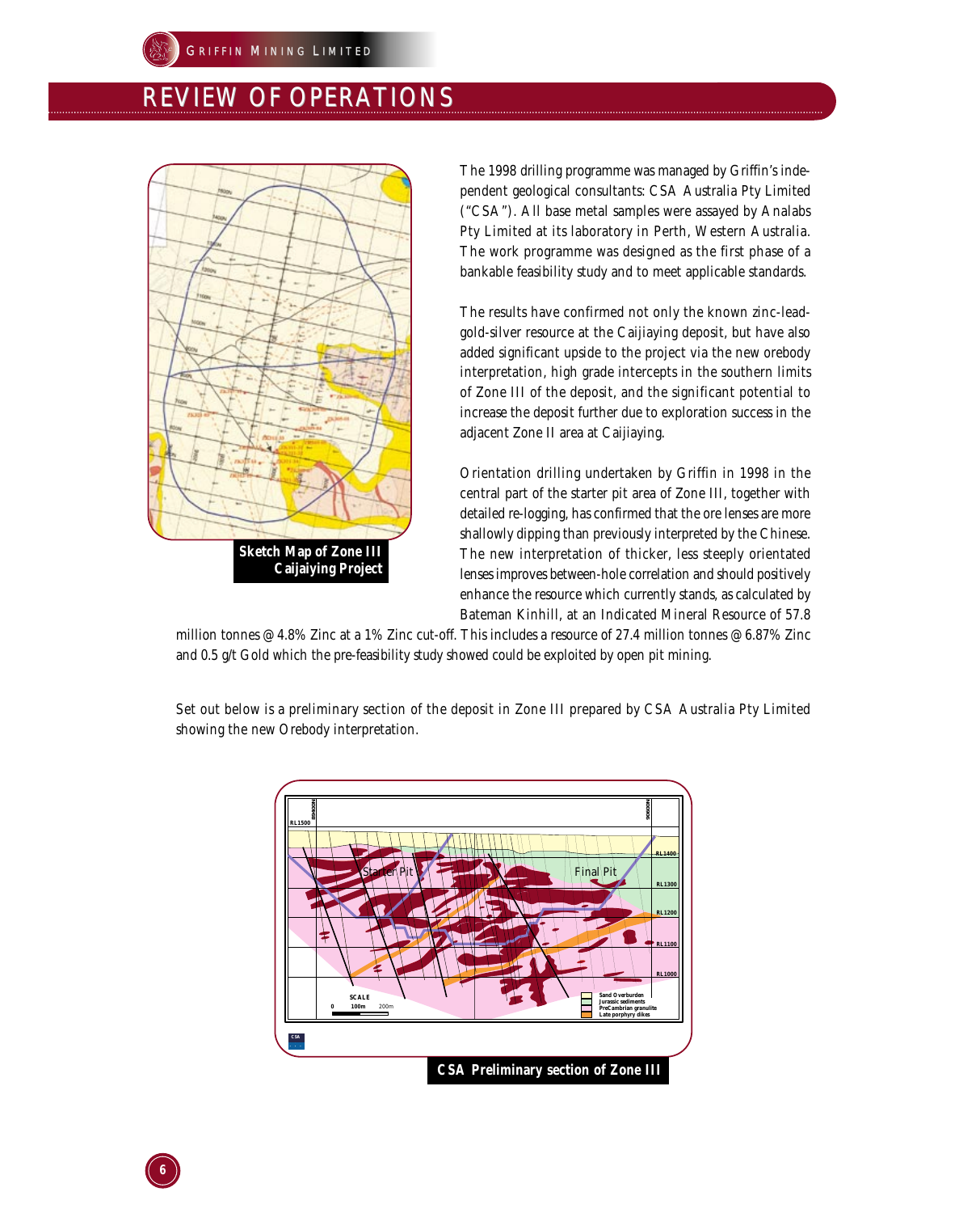# REVIEW OF OPERATIONS

Sketch Map of Zone III Caijaiying Project

The 1998 drilling programme was managed by Griffin's independent geological consultants: CSA Australia Pty Limited ("CSA"). All base metal samples were assayed by Analabs Pty Limited at its laboratory in Perth, Western Australia. The work programme was designed as the first phase of a bankable feasibility study and to meet applicable standards.

The results have confirmed not only the known zinc-lead-gold-silver resource at the Caijiaying deposit, but have also added significant upside to the project via the new orebody interpretation, high grade intercepts in the southern limits of Zone III of the deposit, and the significant potential to increase the deposit further due to exploration success in the adjacent Zone II area at Caijiaying.

Orientation drilling undertaken by Griffin in 1998 in the central part of the starter pit area of Zone III, together with detailed re-logging, has confirmed that the ore lenses are more shallowly dipping than previously interpreted by the Chinese. The new interpretation of thicker, less steeply orientated lenses improves between-hole correlation and should positively enhance the resource which currently stands, as calculated by Bateman Kinhill, at an Indicated Mineral Resource of 57.8 million tonnes @ 4.8% Zinc at a 1% Zinc cut-off. This includes a resource of 27.4 million tonnes @ 6.87% Zinc and 0.5 g/t Gold which the pre-feasibility study showed could be exploited by open pit mining.

Set out below is a preliminary section of the deposit in Zone III prepared by CSA Australia Pty Limited showing the new Orebody interpretation.

CSA Preliminary section of Zone III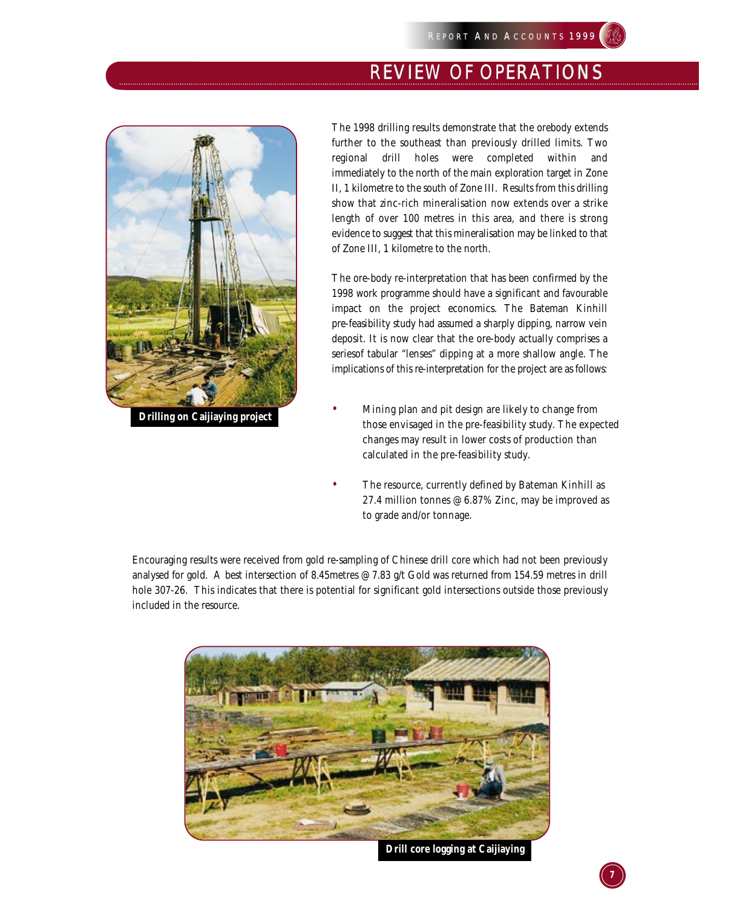# REVIEW OF OPERATIONS

Drilling on Caijiaying project

The 1998 drilling results demonstrate that the orebody extends further to the southeast than previously drilled limits. Two regional drill holes were completed within and immediately to the north of the main exploration target in Zone II, 1 kilometre to the south of Zone III. Results from this drilling show that zinc-rich mineralisation now extends over a strike length of over 100 metres in this area, and there is strong evidence to suggest that this mineralisation may be linked to that of Zone III, 1 kilometre to the north.

The ore-body re-interpretation that has been confirmed by the 1998 work programme should have a significant and favourable impact on the project economics. The Bateman Kinhill pre-feasibility study had assumed a sharply dipping, narrow vein deposit. It is now clear that the ore-body actually comprises a seriesof tabular "lenses" dipping at a more shallow angle. The implications of this re-interpretation for the project are as follows:

- Mining plan and pit design are likely to change from those envisaged in the pre-feasibility study. The expected changes may result in lower costs of production than calculated in the pre-feasibility study.
- The resource, currently defined by Bateman Kinhill as 27.4 million tonnes @ 6.87% Zinc, may be improved as to grade and/or tonnage.

Encouraging results were received from gold re-sampling of Chinese drill core which had not been previously analysed for gold. A best intersection of 8.45metres @ 7.83 g/t Gold was returned from 154.59 metres in drill hole 307-26. This indicates that there is potential for significant gold intersections outside those previously included in the resource.

Drill core logging at Caijiaying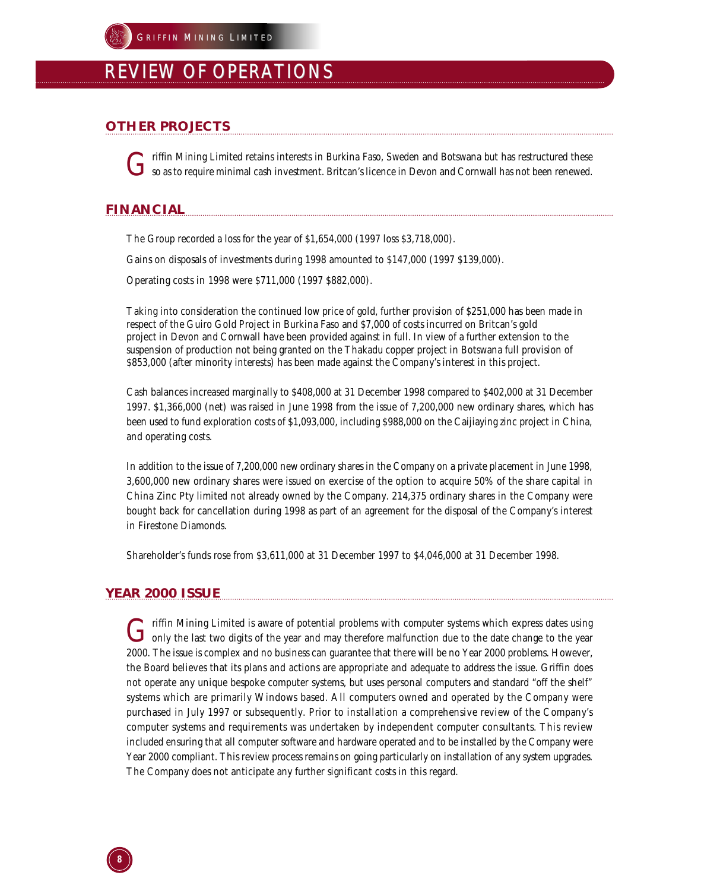# REVIEW OF OPERATIONS

## OTHER PROJECTS

Griffin Mining Limited retains interests in Burkina Faso, Sweden and Botswana but has restructured these so as to require minimal cash investment. Britcan's licence in Devon and Cornwall has not been renewed.

## FINANCIAL

The Group recorded a loss for the year of $1,654,000 (1997 loss $3,718,000).

Gains on disposals of investments during 1998 amounted to $147,000 (1997 $139,000).

Operating costs in 1998 were $711,000 (1997 $882,000).

Taking into consideration the continued low price of gold, further provision of $251,000 has been made in respect of the Guiro Gold Project in Burkina Faso and $7,000 of costs incurred on Britcan's gold project in Devon and Cornwall have been provided against in full. In view of a further extension to the suspension of production not being granted on the Thakadu copper project in Botswana full provision of $853,000 (after minority interests) has been made against the Company's interest in this project.

Cash balances increased marginally to $408,000 at 31 December 1998 compared to $402,000 at 31 December 1997. $1,366,000 (net) was raised in June 1998 from the issue of 7,200,000 new ordinary shares, which has been used to fund exploration costs of $1,093,000, including $988,000 on the Caijiaying zinc project in China, and operating costs.

In addition to the issue of 7,200,000 new ordinary shares in the Company on a private placement in June 1998, 3,600,000 new ordinary shares were issued on exercise of the option to acquire 50% of the share capital in China Zinc Pty limited not already owned by the Company. 214,375 ordinary shares in the Company were bought back for cancellation during 1998 as part of an agreement for the disposal of the Company's interest in Firestone Diamonds.

Shareholder's funds rose from $3,611,000 at 31 December 1997 to $4,046,000 at 31 December 1998.

## YEAR 2000 ISSUE

Griffin Mining Limited is aware of potential problems with computer systems which express dates using only the last two digits of the year and may therefore malfunction due to the date change to the year 2000. The issue is complex and no business can guarantee that there will be no Year 2000 problems. However, the Board believes that its plans and actions are appropriate and adequate to address the issue. Griffin does not operate any unique bespoke computer systems, but uses personal computers and standard "off the shelf" systems which are primarily Windows based. All computers owned and operated by the Company were purchased in July 1997 or subsequently. Prior to installation a comprehensive review of the Company's computer systems and requirements was undertaken by independent computer consultants. This review included ensuring that all computer software and hardware operated and to be installed by the Company were Year 2000 compliant. This review process remains on going particularly on installation of any system upgrades. The Company does not anticipate any further significant costs in this regard.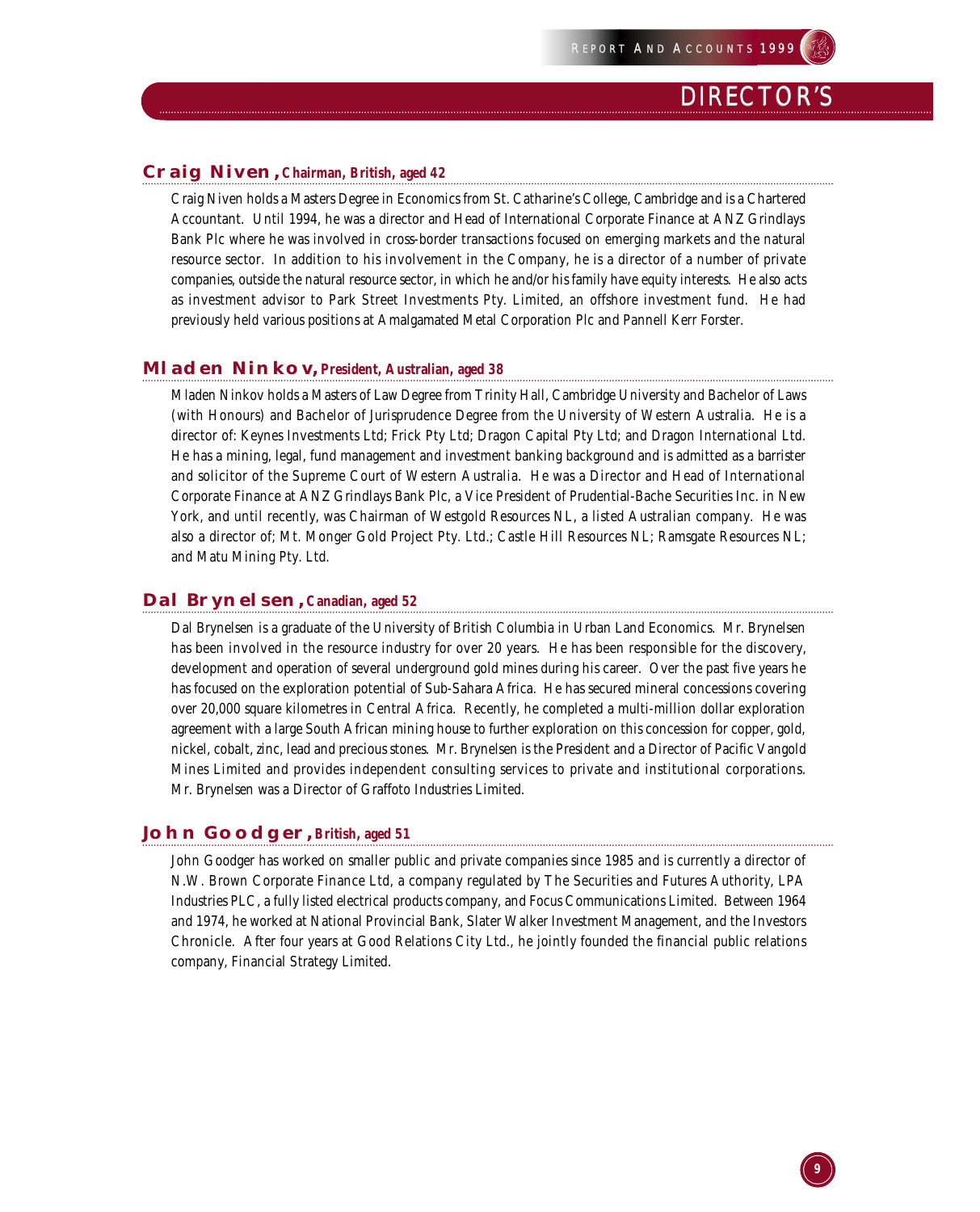# DIRECTOR'S

## **Craig Niven,** Chairman, British, aged 42

Craig Niven holds a Masters Degree in Economics from St. Catharine's College, Cambridge and is a Chartered Accountant. Until 1994, he was a director and Head of International Corporate Finance at ANZ Grindlays Bank Plc where he was involved in cross-border transactions focused on emerging markets and the natural resource sector. In addition to his involvement in the Company, he is a director of a number of private companies, outside the natural resource sector, in which he and/or his family have equity interests. He also acts as investment advisor to Park Street Investments Pty. Limited, an offshore investment fund. He had previously held various positions at Amalgamated Metal Corporation Plc and Pannell Kerr Forster.

## **Mladen Ninkov,** President, Australian, aged 38

Mladen Ninkov holds a Masters of Law Degree from Trinity Hall, Cambridge University and Bachelor of Laws (with Honours) and Bachelor of Jurisprudence Degree from the University of Western Australia. He is a director of: Keynes Investments Ltd; Frick Pty Ltd; Dragon Capital Pty Ltd; and Dragon International Ltd. He has a mining, legal, fund management and investment banking background and is admitted as a barrister and solicitor of the Supreme Court of Western Australia. He was a Director and Head of International Corporate Finance at ANZ Grindlays Bank Plc, a Vice President of Prudential-Bache Securities Inc. in New York, and until recently, was Chairman of Westgold Resources NL, a listed Australian company. He was also a director of; Mt. Monger Gold Project Pty. Ltd.; Castle Hill Resources NL; Ramsgate Resources NL; and Matu Mining Pty. Ltd.

## **Dal Brynelsen,** Canadian, aged 52

Dal Brynelsen is a graduate of the University of British Columbia in Urban Land Economics. Mr. Brynelsen has been involved in the resource industry for over 20 years. He has been responsible for the discovery, development and operation of several underground gold mines during his career. Over the past five years he has focused on the exploration potential of Sub-Sahara Africa. He has secured mineral concessions covering over 20,000 square kilometres in Central Africa. Recently, he completed a multi-million dollar exploration agreement with a large South African mining house to further exploration on this concession for copper, gold, nickel, cobalt, zinc, lead and precious stones. Mr. Brynelsen is the President and a Director of Pacific Vangold Mines Limited and provides independent consulting services to private and institutional corporations. Mr. Brynelsen was a Director of Graffoto Industries Limited.

## **John Goodger,** British, aged 51

John Goodger has worked on smaller public and private companies since 1985 and is currently a director of N.W. Brown Corporate Finance Ltd, a company regulated by The Securities and Futures Authority, LPA Industries PLC, a fully listed electrical products company, and Focus Communications Limited. Between 1964 and 1974, he worked at National Provincial Bank, Slater Walker Investment Management, and the Investors Chronicle. After four years at Good Relations City Ltd., he jointly founded the financial public relations company, Financial Strategy Limited.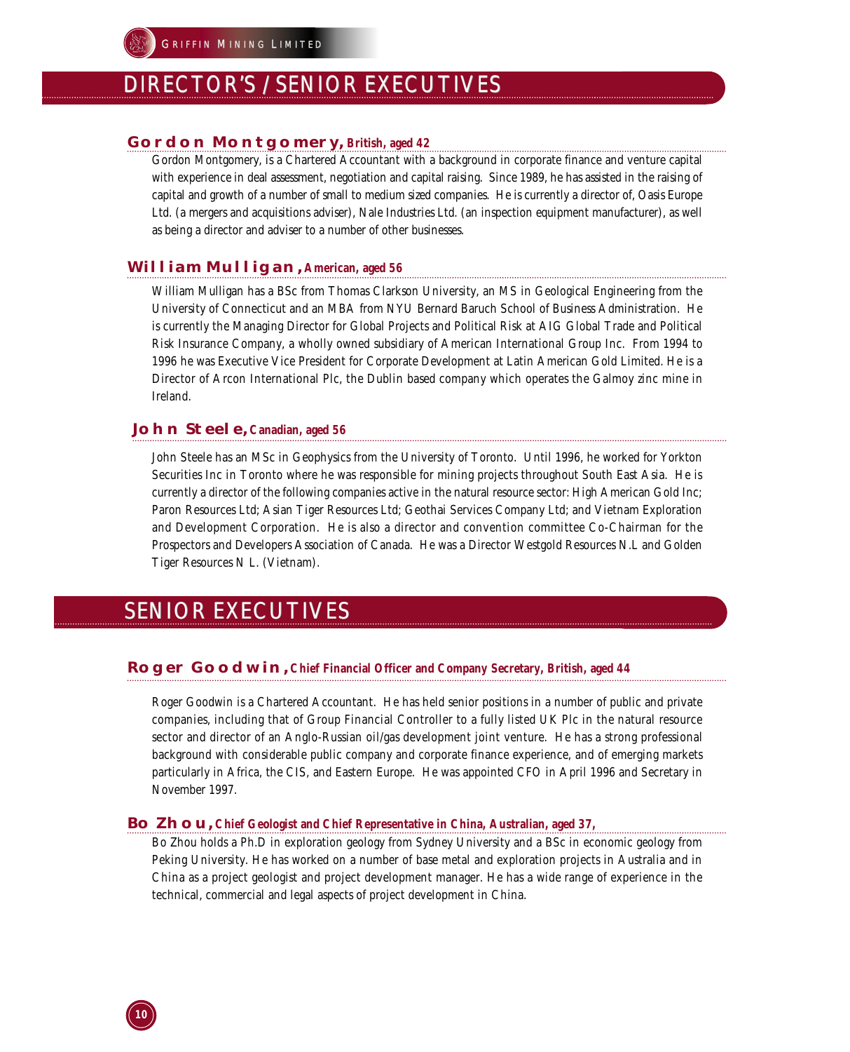# DIRECTOR'S / SENIOR EXECUTIVES

### **Gordon Montgomery,** British, aged 42

Gordon Montgomery, is a Chartered Accountant with a background in corporate finance and venture capital with experience in deal assessment, negotiation and capital raising. Since 1989, he has assisted in the raising of capital and growth of a number of small to medium sized companies. He is currently a director of, Oasis Europe Ltd. (a mergers and acquisitions adviser), Nale Industries Ltd. (an inspection equipment manufacturer), as well as being a director and adviser to a number of other businesses.

### **William Mulligan,** American, aged 56

William Mulligan has a BSc from Thomas Clarkson University, an MS in Geological Engineering from the University of Connecticut and an MBA from NYU Bernard Baruch School of Business Administration. He is currently the Managing Director for Global Projects and Political Risk at AIG Global Trade and Political Risk Insurance Company, a wholly owned subsidiary of American International Group Inc. From 1994 to 1996 he was Executive Vice President for Corporate Development at Latin American Gold Limited. He is a Director of Arcon International Plc, the Dublin based company which operates the Galmoy zinc mine in Ireland.

### **John Steele,** Canadian, aged 56

John Steele has an MSc in Geophysics from the University of Toronto. Until 1996, he worked for Yorkton Securities Inc in Toronto where he was responsible for mining projects throughout South East Asia. He is currently a director of the following companies active in the natural resource sector: High American Gold Inc; Paron Resources Ltd; Asian Tiger Resources Ltd; Geothai Services Company Ltd; and Vietnam Exploration and Development Corporation. He is also a director and convention committee Co-Chairman for the Prospectors and Developers Association of Canada. He was a Director Westgold Resources N.L and Golden Tiger Resources N L. (Vietnam).

# SENIOR EXECUTIVES

### **Roger Goodwin,** Chief Financial Officer and Company Secretary, British, aged 44

Roger Goodwin is a Chartered Accountant. He has held senior positions in a number of public and private companies, including that of Group Financial Controller to a fully listed UK Plc in the natural resource sector and director of an Anglo-Russian oil/gas development joint venture. He has a strong professional background with considerable public company and corporate finance experience, and of emerging markets particularly in Africa, the CIS, and Eastern Europe. He was appointed CFO in April 1996 and Secretary in November 1997.

### **Bo Zhou,** Chief Geologist and Chief Representative in China, Australian, aged 37,

Bo Zhou holds a Ph.D in exploration geology from Sydney University and a BSc in economic geology from Peking University. He has worked on a number of base metal and exploration projects in Australia and in China as a project geologist and project development manager. He has a wide range of experience in the technical, commercial and legal aspects of project development in China.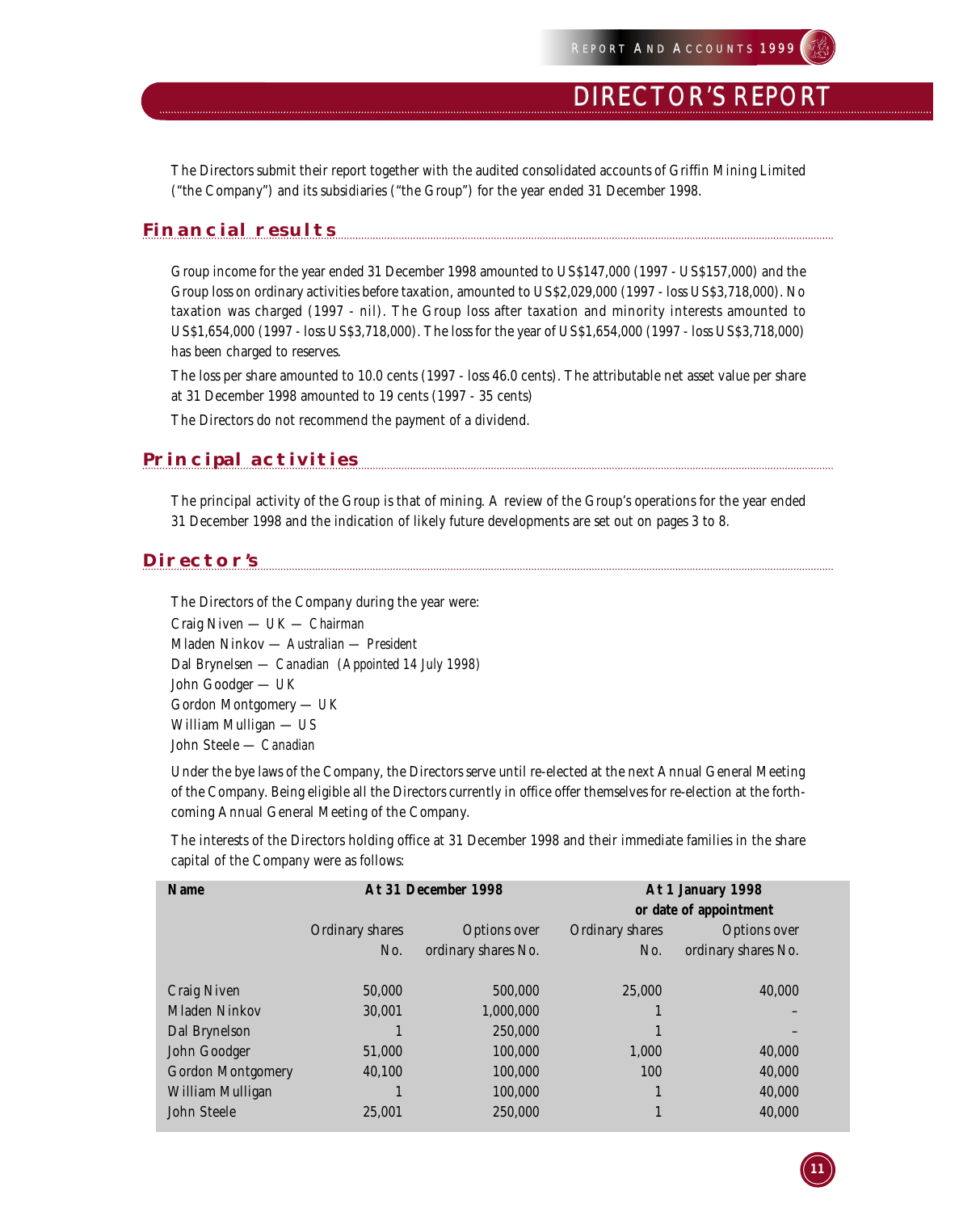# DIRECTOR'S REPORT

The Directors submit their report together with the audited consolidated accounts of Griffin Mining Limited ("the Company") and its subsidiaries ("the Group") for the year ended 31 December 1998.

## Financial results

Group income for the year ended 31 December 1998 amounted to US$147,000 (1997 - US$157,000) and the Group loss on ordinary activities before taxation, amounted to US$2,029,000 (1997 - loss US$3,718,000). No taxation was charged (1997 - nil). The Group loss after taxation and minority interests amounted to US$1,654,000 (1997 - loss US$3,718,000). The loss for the year of US$1,654,000 (1997 - loss US$3,718,000) has been charged to reserves.

The loss per share amounted to 10.0 cents (1997 - loss 46.0 cents). The attributable net asset value per share at 31 December 1998 amounted to 19 cents (1997 - 35 cents)

The Directors do not recommend the payment of a dividend.

## Principal activities

The principal activity of the Group is that of mining. A review of the Group's operations for the year ended 31 December 1998 and the indication of likely future developments are set out on pages 3 to 8.

## Director's

The Directors of the Company during the year were:

Craig Niven — UK — *Chairman*
Mladen Ninkov — *Australian* — *President*
Dal Brynelsen — *Canadian (Appointed 14 July 1998)*
John Goodger — UK
Gordon Montgomery — UK
William Mulligan — US
John Steele — *Canadian*

Under the bye laws of the Company, the Directors serve until re-elected at the next Annual General Meeting of the Company. Being eligible all the Directors currently in office offer themselves for re-election at the forthcoming Annual General Meeting of the Company.

The interests of the Directors holding office at 31 December 1998 and their immediate families in the share capital of the Company were as follows:

| Name | At 31 December 1998 | | At 1 January 1998 or date of appointment | |
|---|---|---|---|---|
| | Ordinary shares No. | Options over ordinary shares No. | Ordinary shares No. | Options over ordinary shares No. |
| Craig Niven | 50,000 | 500,000 | 25,000 | 40,000 |
| Mladen Ninkov | 30,001 | 1,000,000 | 1 | – |
| Dal Brynelson | 1 | 250,000 | 1 | – |
| John Goodger | 51,000 | 100,000 | 1,000 | 40,000 |
| Gordon Montgomery | 40,100 | 100,000 | 100 | 40,000 |
| William Mulligan | 1 | 100,000 | 1 | 40,000 |
| John Steele | 25,001 | 250,000 | 1 | 40,000 |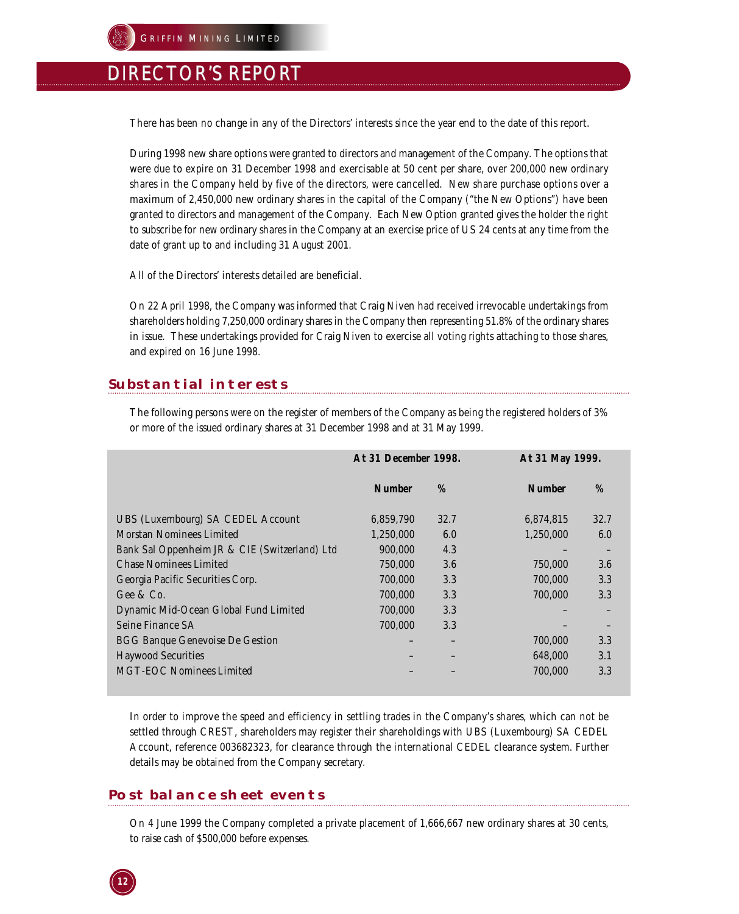# DIRECTOR'S REPORT

There has been no change in any of the Directors' interests since the year end to the date of this report.

During 1998 new share options were granted to directors and management of the Company. The options that were due to expire on 31 December 1998 and exercisable at 50 cent per share, over 200,000 new ordinary shares in the Company held by five of the directors, were cancelled. New share purchase options over a maximum of 2,450,000 new ordinary shares in the capital of the Company ("the New Options") have been granted to directors and management of the Company. Each New Option granted gives the holder the right to subscribe for new ordinary shares in the Company at an exercise price of US 24 cents at any time from the date of grant up to and including 31 August 2001.

All of the Directors' interests detailed are beneficial.

On 22 April 1998, the Company was informed that Craig Niven had received irrevocable undertakings from shareholders holding 7,250,000 ordinary shares in the Company then representing 51.8% of the ordinary shares in issue. These undertakings provided for Craig Niven to exercise all voting rights attaching to those shares, and expired on 16 June 1998.

## Substantial interests

The following persons were on the register of members of the Company as being the registered holders of 3% or more of the issued ordinary shares at 31 December 1998 and at 31 May 1999.

| | At 31 December 1998. | | At 31 May 1999. | |
|---|---|---|---|---|
| | **Number** | **%** | **Number** | **%** |
| UBS (Luxembourg) SA CEDEL Account | 6,859,790 | 32.7 | 6,874,815 | 32.7 |
| Morstan Nominees Limited | 1,250,000 | 6.0 | 1,250,000 | 6.0 |
| Bank Sal Oppenheim JR & CIE (Switzerland) Ltd | 900,000 | 4.3 | – | – |
| Chase Nominees Limited | 750,000 | 3.6 | 750,000 | 3.6 |
| Georgia Pacific Securities Corp. | 700,000 | 3.3 | 700,000 | 3.3 |
| Gee & Co. | 700,000 | 3.3 | 700,000 | 3.3 |
| Dynamic Mid-Ocean Global Fund Limited | 700,000 | 3.3 | – | – |
| Seine Finance SA | 700,000 | 3.3 | – | – |
| BGG Banque Genevoise De Gestion | – | – | 700,000 | 3.3 |
| Haywood Securities | – | – | 648,000 | 3.1 |
| MGT-EOC Nominees Limited | – | – | 700,000 | 3.3 |

In order to improve the speed and efficiency in settling trades in the Company's shares, which can not be settled through CREST, shareholders may register their shareholdings with UBS (Luxembourg) SA CEDEL Account, reference 003682323, for clearance through the international CEDEL clearance system. Further details may be obtained from the Company secretary.

## Post balance sheet events

On 4 June 1999 the Company completed a private placement of 1,666,667 new ordinary shares at 30 cents, to raise cash of $500,000 before expenses.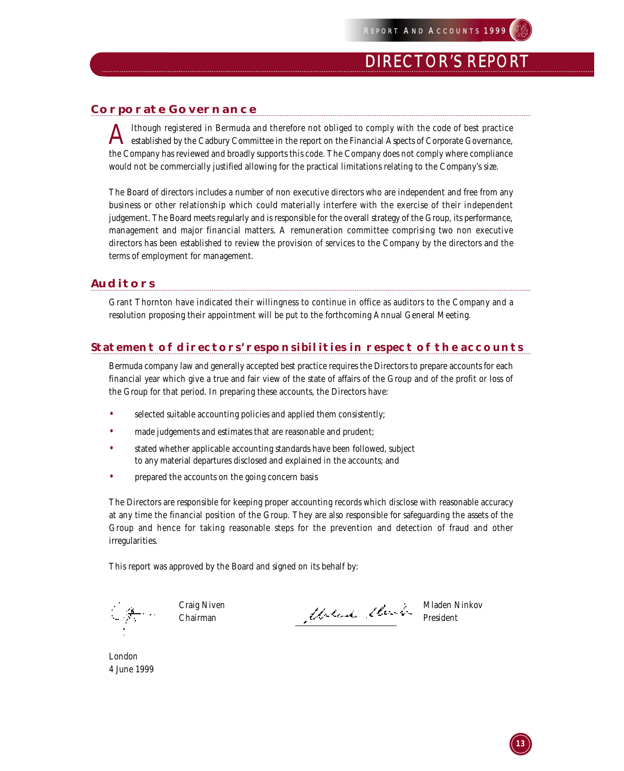# DIRECTOR'S REPORT

## Corporate Governance

Although registered in Bermuda and therefore not obliged to comply with the code of best practice established by the Cadbury Committee in the report on the Financial Aspects of Corporate Governance, the Company has reviewed and broadly supports this code. The Company does not comply where compliance would not be commercially justified allowing for the practical limitations relating to the Company's size.

The Board of directors includes a number of non executive directors who are independent and free from any business or other relationship which could materially interfere with the exercise of their independent judgement. The Board meets regularly and is responsible for the overall strategy of the Group, its performance, management and major financial matters. A remuneration committee comprising two non executive directors has been established to review the provision of services to the Company by the directors and the terms of employment for management.

## Auditors

Grant Thornton have indicated their willingness to continue in office as auditors to the Company and a resolution proposing their appointment will be put to the forthcoming Annual General Meeting.

## Statement of directors' responsibilities in respect of the accounts

Bermuda company law and generally accepted best practice requires the Directors to prepare accounts for each financial year which give a true and fair view of the state of affairs of the Group and of the profit or loss of the Group for that period. In preparing these accounts, the Directors have:

- selected suitable accounting policies and applied them consistently;
- made judgements and estimates that are reasonable and prudent;
- stated whether applicable accounting standards have been followed, subject to any material departures disclosed and explained in the accounts; and
- prepared the accounts on the going concern basis

The Directors are responsible for keeping proper accounting records which disclose with reasonable accuracy at any time the financial position of the Group. They are also responsible for safeguarding the assets of the Group and hence for taking reasonable steps for the prevention and detection of fraud and other irregularities.

This report was approved by the Board and signed on its behalf by:

Craig Niven
Chairman

Mladen Ninkov
President

London
4 June 1999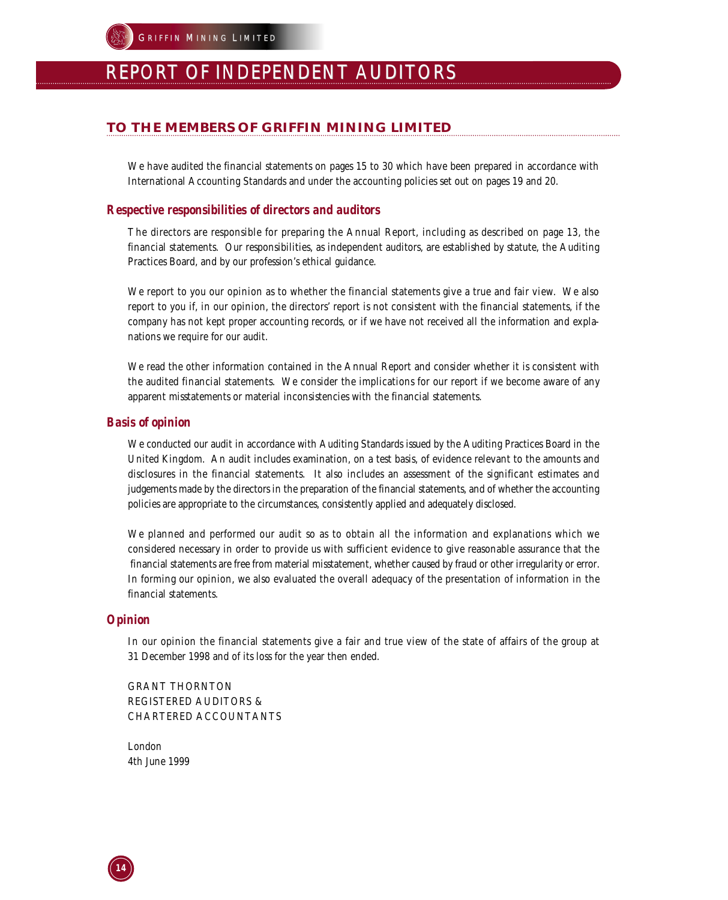# REPORT OF INDEPENDENT AUDITORS

## TO THE MEMBERS OF GRIFFIN MINING LIMITED

We have audited the financial statements on pages 15 to 30 which have been prepared in accordance with International Accounting Standards and under the accounting policies set out on pages 19 and 20.

### *Respective responsibilities of directors and auditors*

The directors are responsible for preparing the Annual Report, including as described on page 13, the financial statements. Our responsibilities, as independent auditors, are established by statute, the Auditing Practices Board, and by our profession's ethical guidance.

We report to you our opinion as to whether the financial statements give a true and fair view. We also report to you if, in our opinion, the directors' report is not consistent with the financial statements, if the company has not kept proper accounting records, or if we have not received all the information and explanations we require for our audit.

We read the other information contained in the Annual Report and consider whether it is consistent with the audited financial statements. We consider the implications for our report if we become aware of any apparent misstatements or material inconsistencies with the financial statements.

### *Basis of opinion*

We conducted our audit in accordance with Auditing Standards issued by the Auditing Practices Board in the United Kingdom. An audit includes examination, on a test basis, of evidence relevant to the amounts and disclosures in the financial statements. It also includes an assessment of the significant estimates and judgements made by the directors in the preparation of the financial statements, and of whether the accounting policies are appropriate to the circumstances, consistently applied and adequately disclosed.

We planned and performed our audit so as to obtain all the information and explanations which we considered necessary in order to provide us with sufficient evidence to give reasonable assurance that the financial statements are free from material misstatement, whether caused by fraud or other irregularity or error. In forming our opinion, we also evaluated the overall adequacy of the presentation of information in the financial statements.

### *Opinion*

In our opinion the financial statements give a fair and true view of the state of affairs of the group at 31 December 1998 and of its loss for the year then ended.

GRANT THORNTON
REGISTERED AUDITORS &
CHARTERED ACCOUNTANTS

London
4th June 1999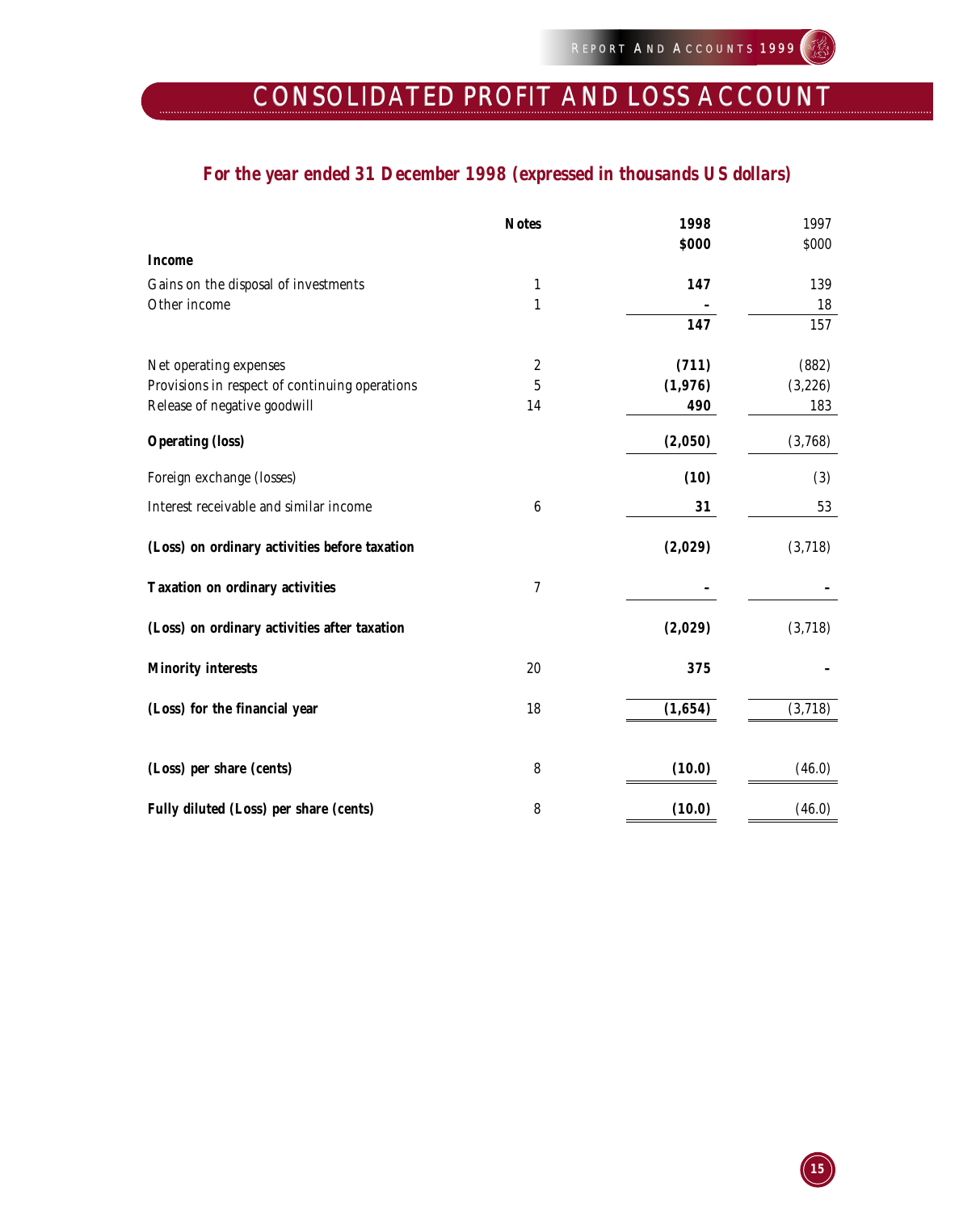# CONSOLIDATED PROFIT AND LOSS ACCOUNT

## For the year ended 31 December 1998 (expressed in thousands US dollars)

| | Notes | 1998 $000 | 1997 $000 |
|---|---|---|---|
| **Income** | | | |
| Gains on the disposal of investments | 1 | **147** | 139 |
| Other income | 1 | **-** | 18 |
| | | **147** | 157 |
| Net operating expenses | 2 | **(711)** | (882) |
| Provisions in respect of continuing operations | 5 | **(1,976)** | (3,226) |
| Release of negative goodwill | 14 | **490** | 183 |
| **Operating (loss)** | | **(2,050)** | (3,768) |
| Foreign exchange (losses) | | **(10)** | (3) |
| Interest receivable and similar income | 6 | **31** | 53 |
| **(Loss) on ordinary activities before taxation** | | **(2,029)** | (3,718) |
| **Taxation on ordinary activities** | 7 | **-** | - |
| **(Loss) on ordinary activities after taxation** | | **(2,029)** | (3,718) |
| **Minority interests** | 20 | **375** | - |
| **(Loss) for the financial year** | 18 | **(1,654)** | (3,718) |
| **(Loss) per share (cents)** | 8 | **(10.0)** | (46.0) |
| **Fully diluted (Loss) per share (cents)** | 8 | **(10.0)** | (46.0) |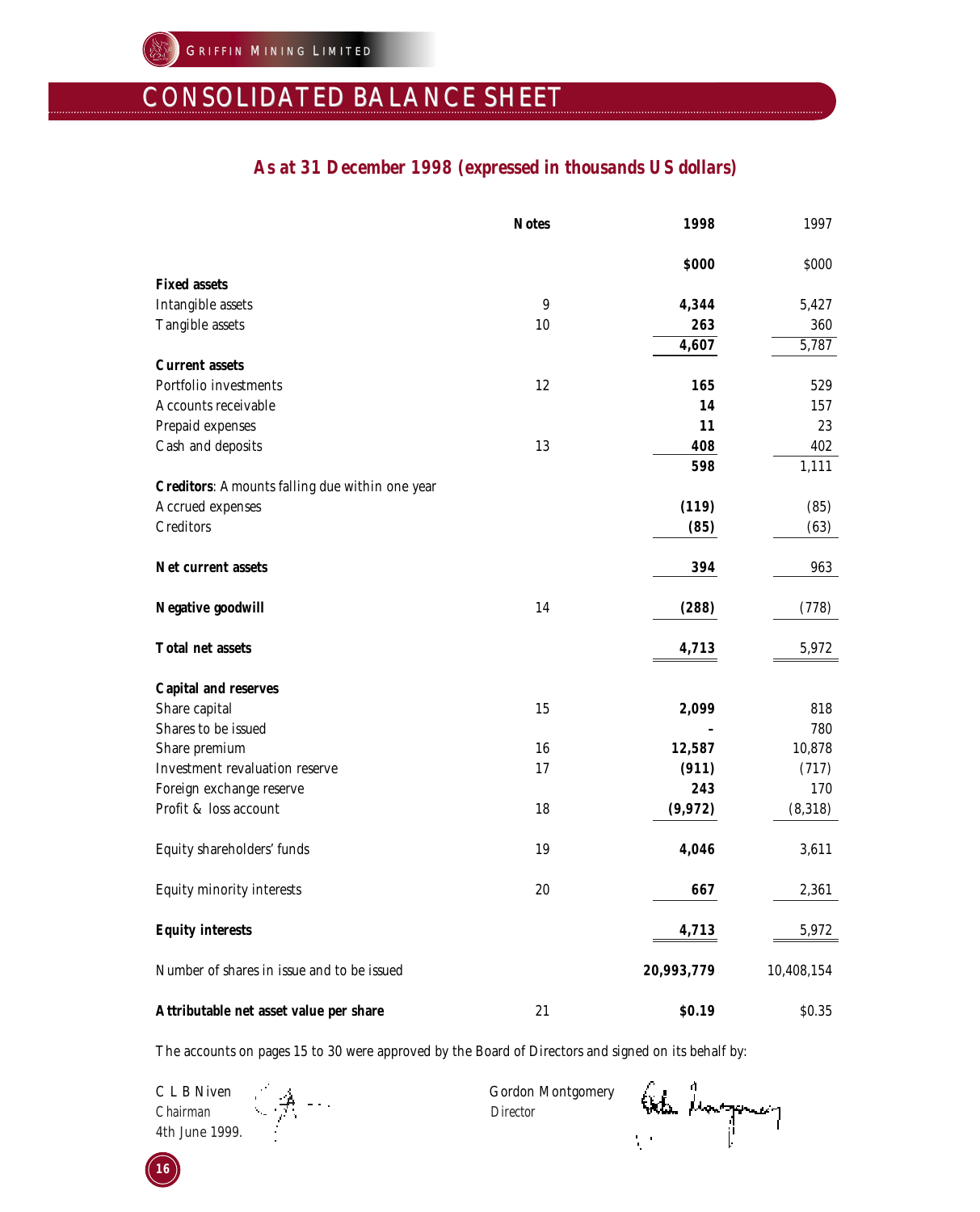# CONSOLIDATED BALANCE SHEET

## *As at 31 December 1998 (expressed in thousands US dollars)*

| | Notes | 1998 | 1997 |
|---|---|---|---|
| | | **$000** | $000 |
| **Fixed assets** | | | |
| Intangible assets | 9 | **4,344** | 5,427 |
| Tangible assets | 10 | **263** | 360 |
| | | **4,607** | 5,787 |
| **Current assets** | | | |
| Portfolio investments | 12 | **165** | 529 |
| Accounts receivable | | **14** | 157 |
| Prepaid expenses | | **11** | 23 |
| Cash and deposits | 13 | **408** | 402 |
| | | **598** | 1,111 |
| **Creditors**: Amounts falling due within one year | | | |
| Accrued expenses | | **(119)** | (85) |
| Creditors | | **(85)** | (63) |
| **Net current assets** | | **394** | 963 |
| **Negative goodwill** | 14 | **(288)** | (778) |
| **Total net assets** | | **4,713** | 5,972 |
| **Capital and reserves** | | | |
| Share capital | 15 | **2,099** | 818 |
| Shares to be issued | | **-** | 780 |
| Share premium | 16 | **12,587** | 10,878 |
| Investment revaluation reserve | 17 | **(911)** | (717) |
| Foreign exchange reserve | | **243** | 170 |
| Profit & loss account | 18 | **(9,972)** | (8,318) |
| Equity shareholders' funds | 19 | **4,046** | 3,611 |
| Equity minority interests | 20 | **667** | 2,361 |
| **Equity interests** | | **4,713** | 5,972 |
| Number of shares in issue and to be issued | | **20,993,779** | 10,408,154 |
| **Attributable net asset value per share** | 21 | **$0.19** | $0.35 |

The accounts on pages 15 to 30 were approved by the Board of Directors and signed on its behalf by:

C L B Niven
Chairman
4th June 1999.

Gordon Montgomery
Director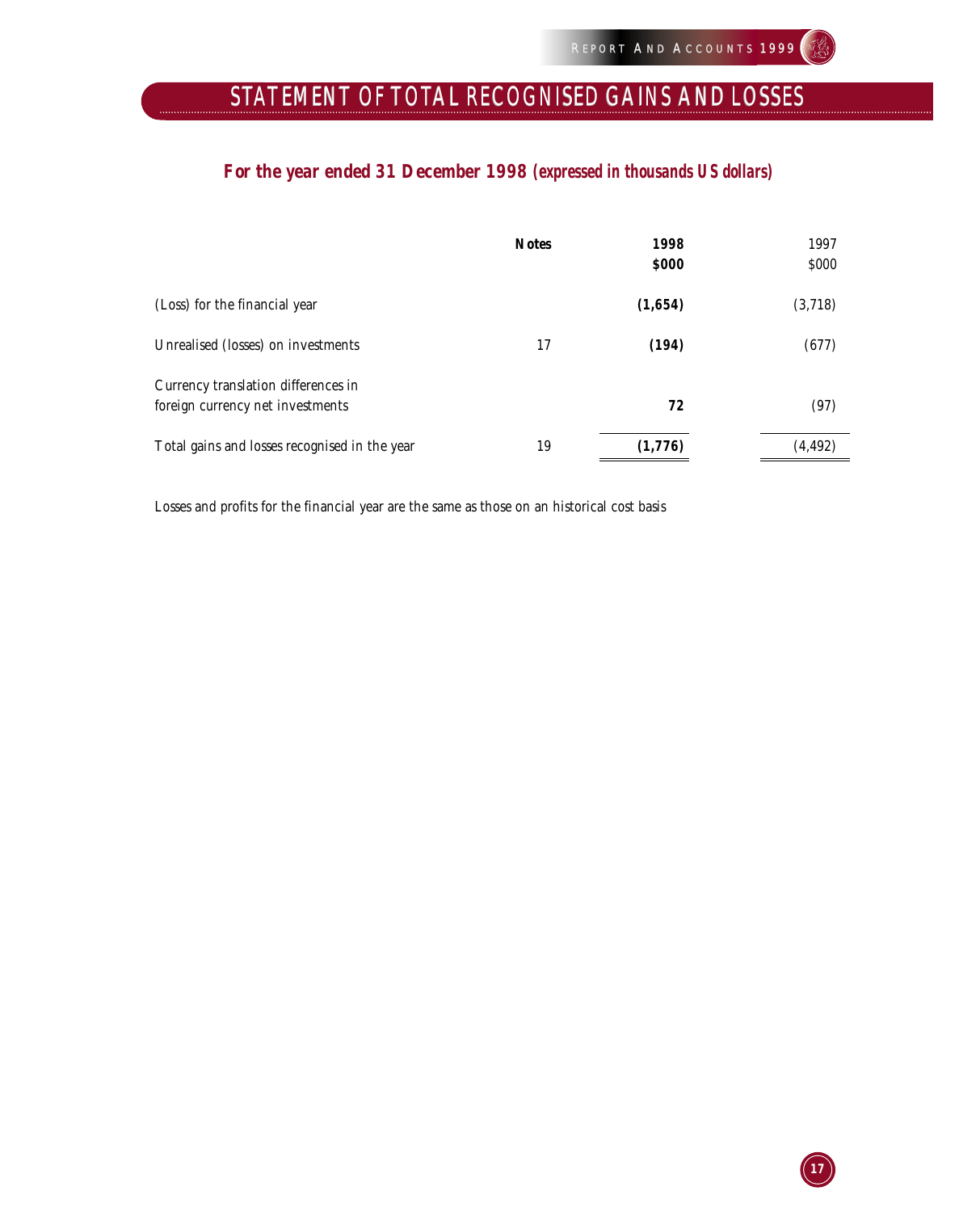# STATEMENT OF TOTAL RECOGNISED GAINS AND LOSSES

### For the year ended 31 December 1998 *(expressed in thousands US dollars)*

| | Notes | 1998<br>$000 | 1997<br>$000 |
|---|---|---|---|
| (Loss) for the financial year | | **(1,654)** | (3,718) |
| Unrealised (losses) on investments | 17 | **(194)** | (677) |
| Currency translation differences in foreign currency net investments | | **72** | (97) |
| Total gains and losses recognised in the year | 19 | **(1,776)** | (4,492) |

Losses and profits for the financial year are the same as those on an historical cost basis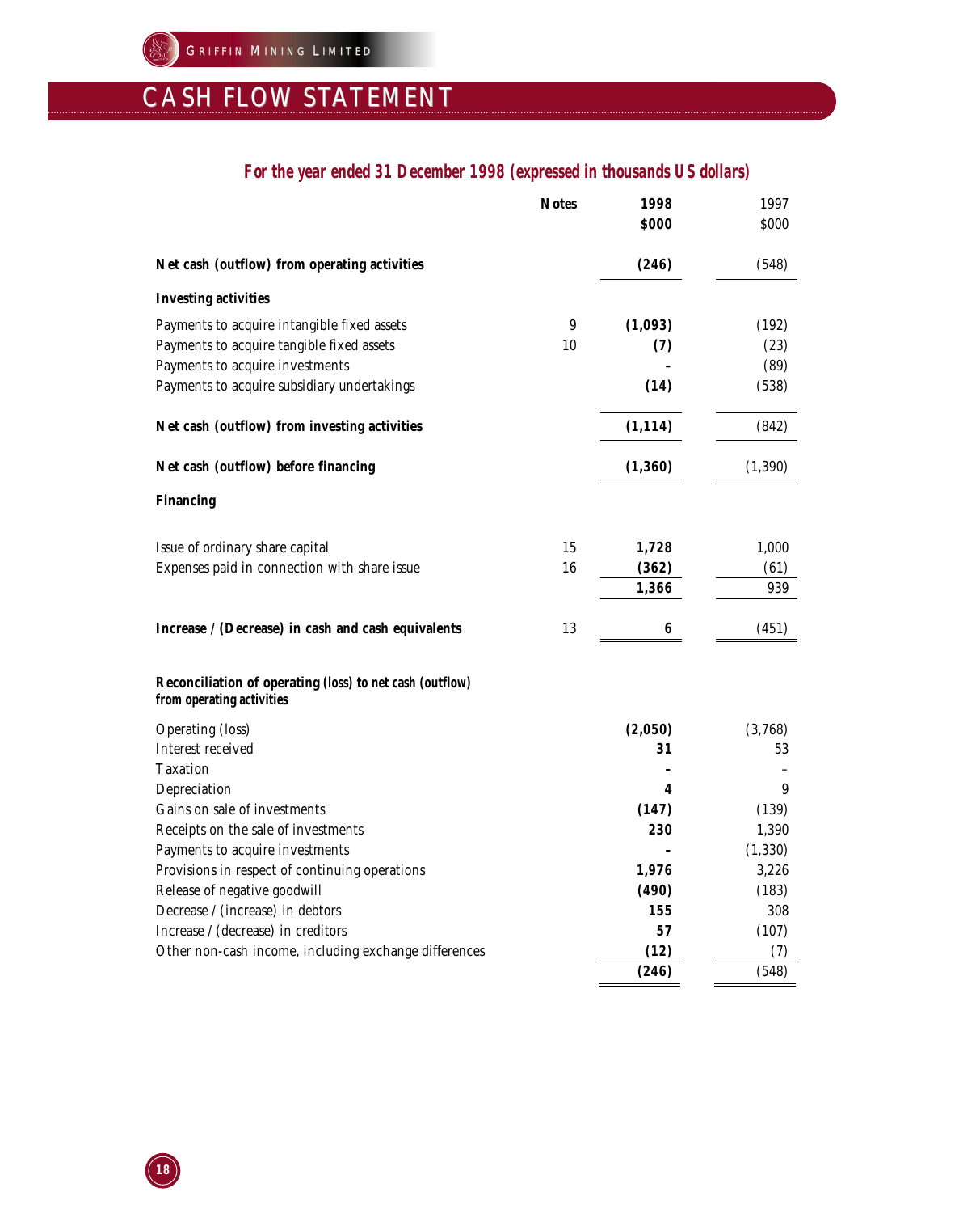# CASH FLOW STATEMENT

### *For the year ended 31 December 1998 (expressed in thousands US dollars)*

| | Notes | 1998 $000 | 1997 $000 |
|---|---|---|---|
| **Net cash (outflow) from operating activities** | | **(246)** | (548) |
| **Investing activities** | | | |
| Payments to acquire intangible fixed assets | 9 | **(1,093)** | (192) |
| Payments to acquire tangible fixed assets | 10 | **(7)** | (23) |
| Payments to acquire investments | | **–** | (89) |
| Payments to acquire subsidiary undertakings | | **(14)** | (538) |
| **Net cash (outflow) from investing activities** | | **(1,114)** | (842) |
| **Net cash (outflow) before financing** | | **(1,360)** | (1,390) |
| **Financing** | | | |
| Issue of ordinary share capital | 15 | **1,728** | 1,000 |
| Expenses paid in connection with share issue | 16 | **(362)** | (61) |
| | | **1,366** | 939 |
| **Increase / (Decrease) in cash and cash equivalents** | 13 | **6** | (451) |

| **Reconciliation of operating (loss) to net cash (outflow) from operating activities** | 1998 $000 | 1997 $000 |
|---|---|---|
| Operating (loss) | **(2,050)** | (3,768) |
| Interest received | **31** | 53 |
| Taxation | **–** | – |
| Depreciation | **4** | 9 |
| Gains on sale of investments | **(147)** | (139) |
| Receipts on the sale of investments | **230** | 1,390 |
| Payments to acquire investments | **–** | (1,330) |
| Provisions in respect of continuing operations | **1,976** | 3,226 |
| Release of negative goodwill | **(490)** | (183) |
| Decrease / (increase) in debtors | **155** | 308 |
| Increase / (decrease) in creditors | **57** | (107) |
| Other non-cash income, including exchange differences | **(12)** | (7) |
| | **(246)** | (548) |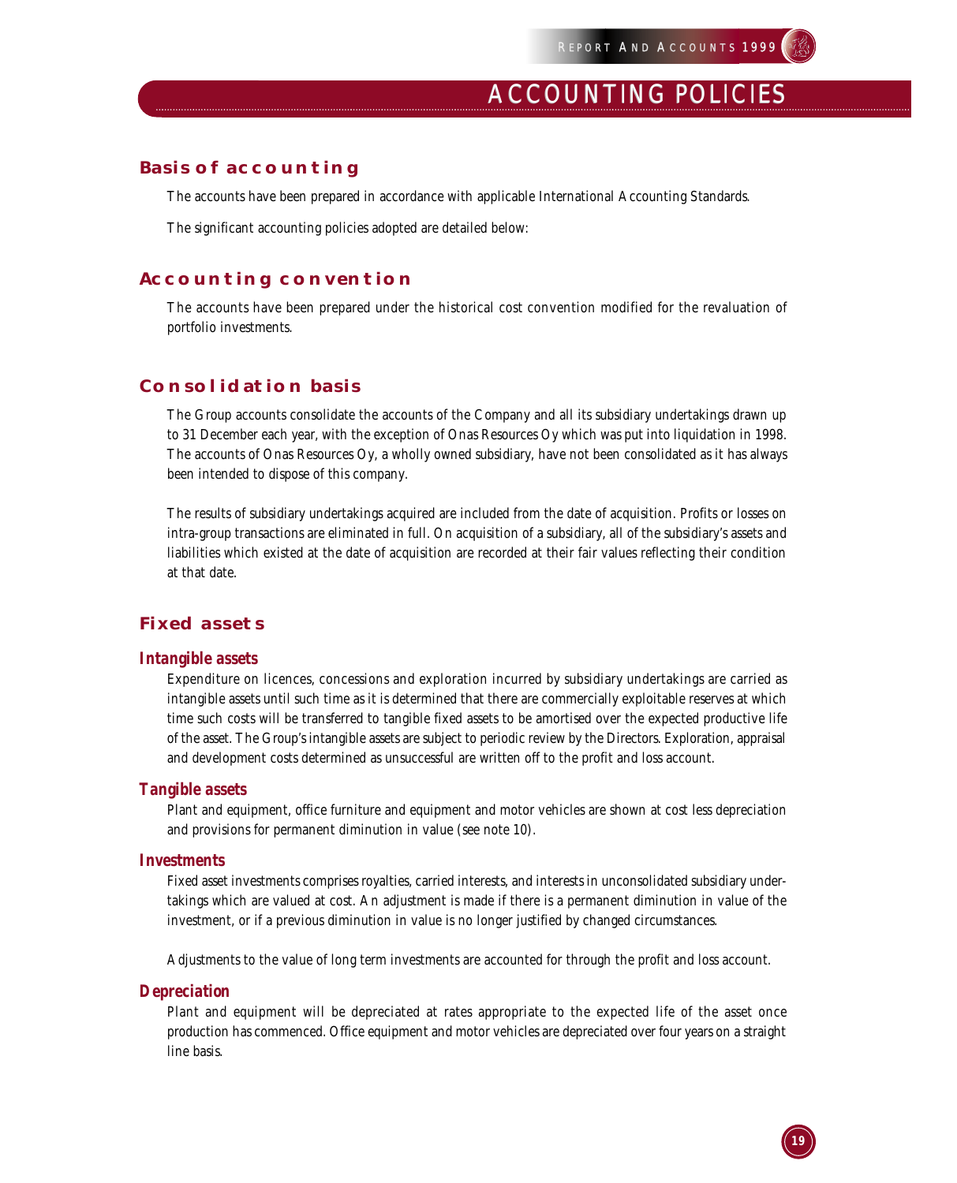# ACCOUNTING POLICIES

## Basis of accounting

The accounts have been prepared in accordance with applicable International Accounting Standards.

The significant accounting policies adopted are detailed below:

## Accounting convention

The accounts have been prepared under the historical cost convention modified for the revaluation of portfolio investments.

## Consolidation basis

The Group accounts consolidate the accounts of the Company and all its subsidiary undertakings drawn up to 31 December each year, with the exception of Onas Resources Oy which was put into liquidation in 1998. The accounts of Onas Resources Oy, a wholly owned subsidiary, have not been consolidated as it has always been intended to dispose of this company.

The results of subsidiary undertakings acquired are included from the date of acquisition. Profits or losses on intra-group transactions are eliminated in full. On acquisition of a subsidiary, all of the subsidiary's assets and liabilities which existed at the date of acquisition are recorded at their fair values reflecting their condition at that date.

## Fixed assets

### *Intangible assets*

Expenditure on licences, concessions and exploration incurred by subsidiary undertakings are carried as intangible assets until such time as it is determined that there are commercially exploitable reserves at which time such costs will be transferred to tangible fixed assets to be amortised over the expected productive life of the asset. The Group's intangible assets are subject to periodic review by the Directors. Exploration, appraisal and development costs determined as unsuccessful are written off to the profit and loss account.

### *Tangible assets*

Plant and equipment, office furniture and equipment and motor vehicles are shown at cost less depreciation and provisions for permanent diminution in value (see note 10).

### *Investments*

Fixed asset investments comprises royalties, carried interests, and interests in unconsolidated subsidiary undertakings which are valued at cost. An adjustment is made if there is a permanent diminution in value of the investment, or if a previous diminution in value is no longer justified by changed circumstances.

Adjustments to the value of long term investments are accounted for through the profit and loss account.

### *Depreciation*

Plant and equipment will be depreciated at rates appropriate to the expected life of the asset once production has commenced. Office equipment and motor vehicles are depreciated over four years on a straight line basis.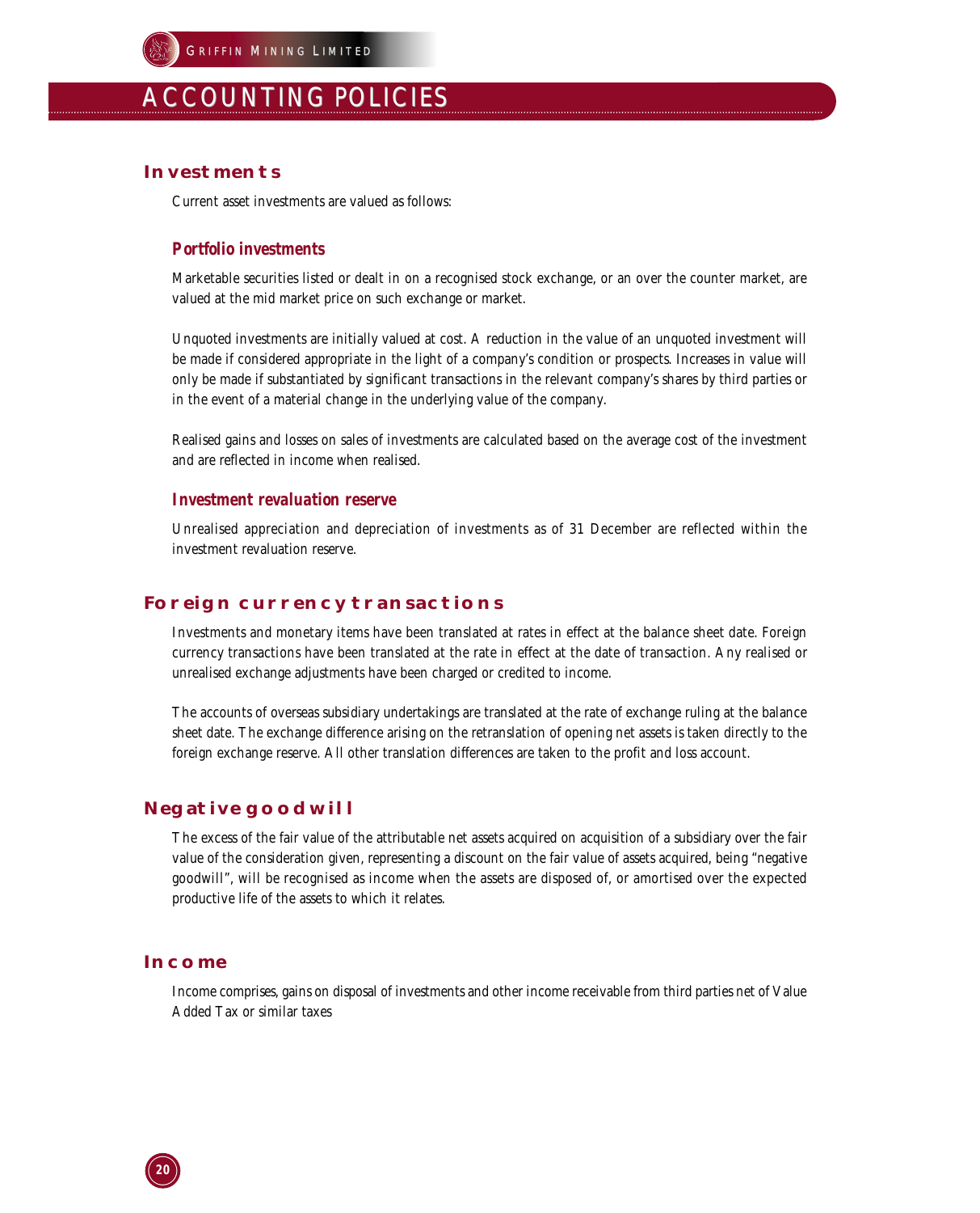# ACCOUNTING POLICIES

## Investments

Current asset investments are valued as follows:

### *Portfolio investments*

Marketable securities listed or dealt in on a recognised stock exchange, or an over the counter market, are valued at the mid market price on such exchange or market.

Unquoted investments are initially valued at cost. A reduction in the value of an unquoted investment will be made if considered appropriate in the light of a company's condition or prospects. Increases in value will only be made if substantiated by significant transactions in the relevant company's shares by third parties or in the event of a material change in the underlying value of the company.

Realised gains and losses on sales of investments are calculated based on the average cost of the investment and are reflected in income when realised.

### *Investment revaluation reserve*

Unrealised appreciation and depreciation of investments as of 31 December are reflected within the investment revaluation reserve.

## Foreign currency transactions

Investments and monetary items have been translated at rates in effect at the balance sheet date. Foreign currency transactions have been translated at the rate in effect at the date of transaction. Any realised or unrealised exchange adjustments have been charged or credited to income.

The accounts of overseas subsidiary undertakings are translated at the rate of exchange ruling at the balance sheet date. The exchange difference arising on the retranslation of opening net assets is taken directly to the foreign exchange reserve. All other translation differences are taken to the profit and loss account.

## Negative goodwill

The excess of the fair value of the attributable net assets acquired on acquisition of a subsidiary over the fair value of the consideration given, representing a discount on the fair value of assets acquired, being "negative goodwill", will be recognised as income when the assets are disposed of, or amortised over the expected productive life of the assets to which it relates.

## Income

Income comprises, gains on disposal of investments and other income receivable from third parties net of Value Added Tax or similar taxes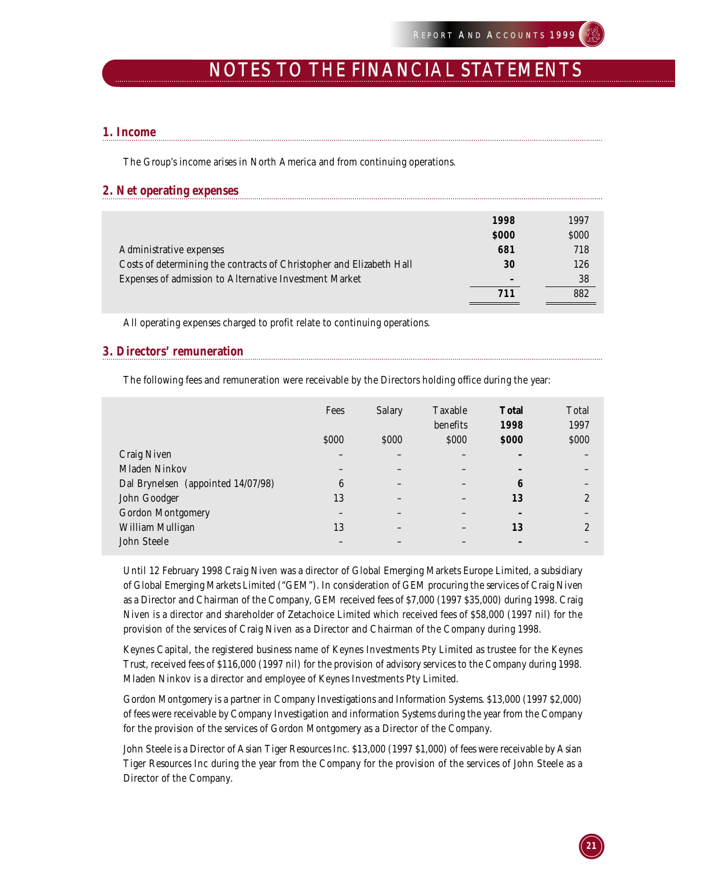# NOTES TO THE FINANCIAL STATEMENTS

## 1. Income

The Group's income arises in North America and from continuing operations.

## 2. Net operating expenses

| | **1998** | 1997 |
|---|---|---|
| | **$000** | $000 |
| Administrative expenses | **681** | 718 |
| Costs of determining the contracts of Christopher and Elizabeth Hall | **30** | 126 |
| Expenses of admission to Alternative Investment Market | **–** | 38 |
| | **711** | 882 |

All operating expenses charged to profit relate to continuing operations.

## 3. Directors' remuneration

The following fees and remuneration were receivable by the Directors holding office during the year:

| | Fees | Salary | Taxable benefits | **Total 1998** | Total 1997 |
|---|---|---|---|---|---|
| | $000 | $000 | $000 | **$000** | $000 |
| Craig Niven | – | – | – | **–** | – |
| Mladen Ninkov | – | – | – | **–** | – |
| Dal Brynelsen (appointed 14/07/98) | 6 | – | – | **6** | – |
| John Goodger | 13 | – | – | **13** | 2 |
| Gordon Montgomery | – | – | – | **–** | – |
| William Mulligan | 13 | – | – | **13** | 2 |
| John Steele | – | – | – | **–** | – |

Until 12 February 1998 Craig Niven was a director of Global Emerging Markets Europe Limited, a subsidiary of Global Emerging Markets Limited ("GEM"). In consideration of GEM procuring the services of Craig Niven as a Director and Chairman of the Company, GEM received fees of $7,000 (1997 $35,000) during 1998. Craig Niven is a director and shareholder of Zetachoice Limited which received fees of $58,000 (1997 nil) for the provision of the services of Craig Niven as a Director and Chairman of the Company during 1998.

Keynes Capital, the registered business name of Keynes Investments Pty Limited as trustee for the Keynes Trust, received fees of $116,000 (1997 nil) for the provision of advisory services to the Company during 1998. Mladen Ninkov is a director and employee of Keynes Investments Pty Limited.

Gordon Montgomery is a partner in Company Investigations and Information Systems. $13,000 (1997 $2,000) of fees were receivable by Company Investigation and information Systems during the year from the Company for the provision of the services of Gordon Montgomery as a Director of the Company.

John Steele is a Director of Asian Tiger Resources Inc. $13,000 (1997 $1,000) of fees were receivable by Asian Tiger Resources Inc during the year from the Company for the provision of the services of John Steele as a Director of the Company.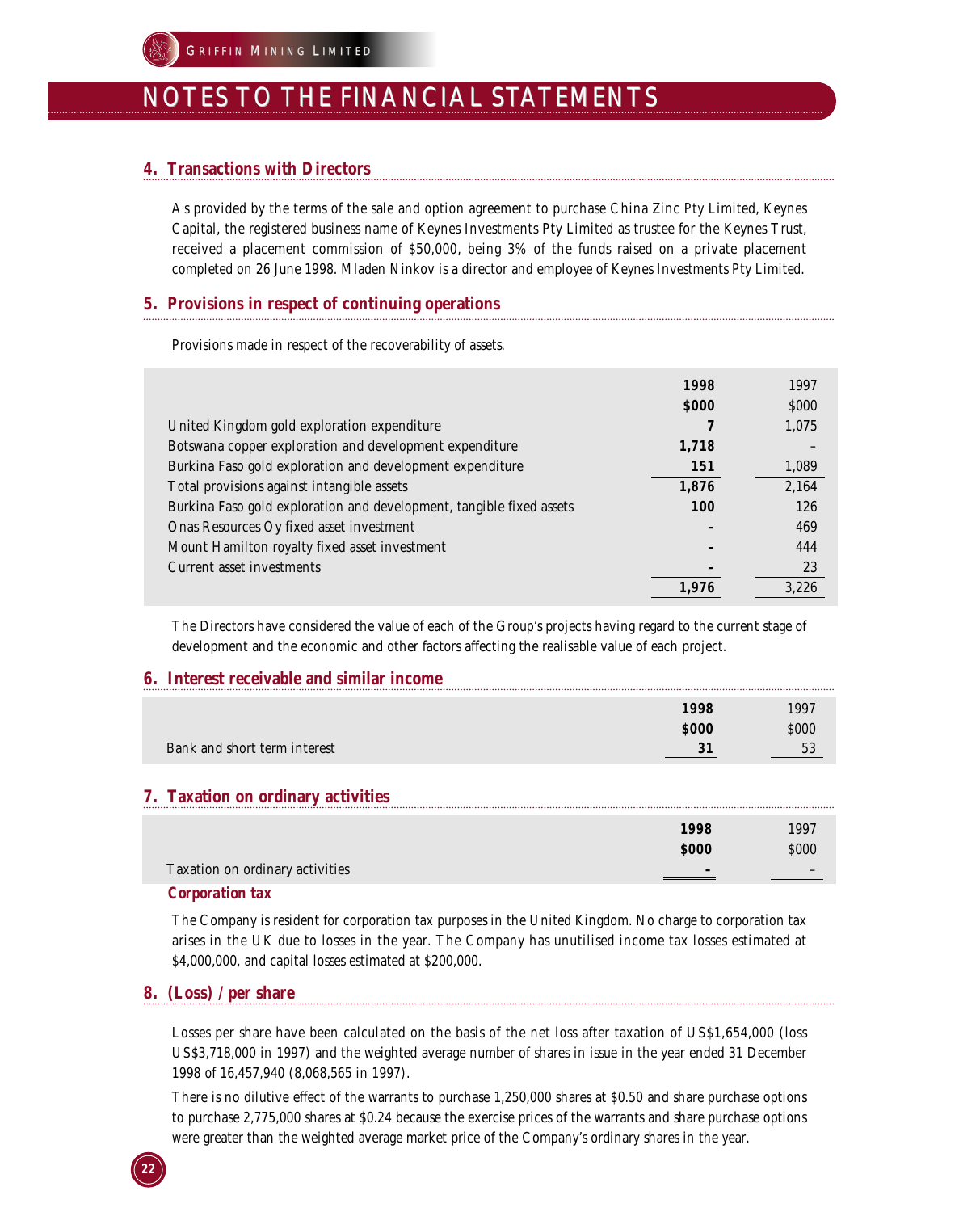# NOTES TO THE FINANCIAL STATEMENTS

## 4. Transactions with Directors

As provided by the terms of the sale and option agreement to purchase China Zinc Pty Limited, Keynes Capital, the registered business name of Keynes Investments Pty Limited as trustee for the Keynes Trust, received a placement commission of $50,000, being 3% of the funds raised on a private placement completed on 26 June 1998. Mladen Ninkov is a director and employee of Keynes Investments Pty Limited.

## 5. Provisions in respect of continuing operations

Provisions made in respect of the recoverability of assets.

| | **1998** | 1997 |
|---|---|---|
| | **$000** | $000 |
| United Kingdom gold exploration expenditure | **7** | 1,075 |
| Botswana copper exploration and development expenditure | **1,718** | – |
| Burkina Faso gold exploration and development expenditure | **151** | 1,089 |
| Total provisions against intangible assets | **1,876** | 2,164 |
| Burkina Faso gold exploration and development, tangible fixed assets | **100** | 126 |
| Onas Resources Oy fixed asset investment | **–** | 469 |
| Mount Hamilton royalty fixed asset investment | **–** | 444 |
| Current asset investments | **–** | 23 |
| | **1,976** | 3,226 |

The Directors have considered the value of each of the Group's projects having regard to the current stage of development and the economic and other factors affecting the realisable value of each project.

## 6. Interest receivable and similar income

| | **1998** | 1997 |
|---|---|---|
| | **$000** | $000 |
| Bank and short term interest | **31** | 53 |

## 7. Taxation on ordinary activities

| | **1998** | 1997 |
|---|---|---|
| | **$000** | $000 |
| Taxation on ordinary activities | **–** | – |

### *Corporation tax*

The Company is resident for corporation tax purposes in the United Kingdom. No charge to corporation tax arises in the UK due to losses in the year. The Company has unutilised income tax losses estimated at $4,000,000, and capital losses estimated at $200,000.

## 8. (Loss) / per share

Losses per share have been calculated on the basis of the net loss after taxation of US$1,654,000 (loss US$3,718,000 in 1997) and the weighted average number of shares in issue in the year ended 31 December 1998 of 16,457,940 (8,068,565 in 1997).

There is no dilutive effect of the warrants to purchase 1,250,000 shares at $0.50 and share purchase options to purchase 2,775,000 shares at $0.24 because the exercise prices of the warrants and share purchase options were greater than the weighted average market price of the Company's ordinary shares in the year.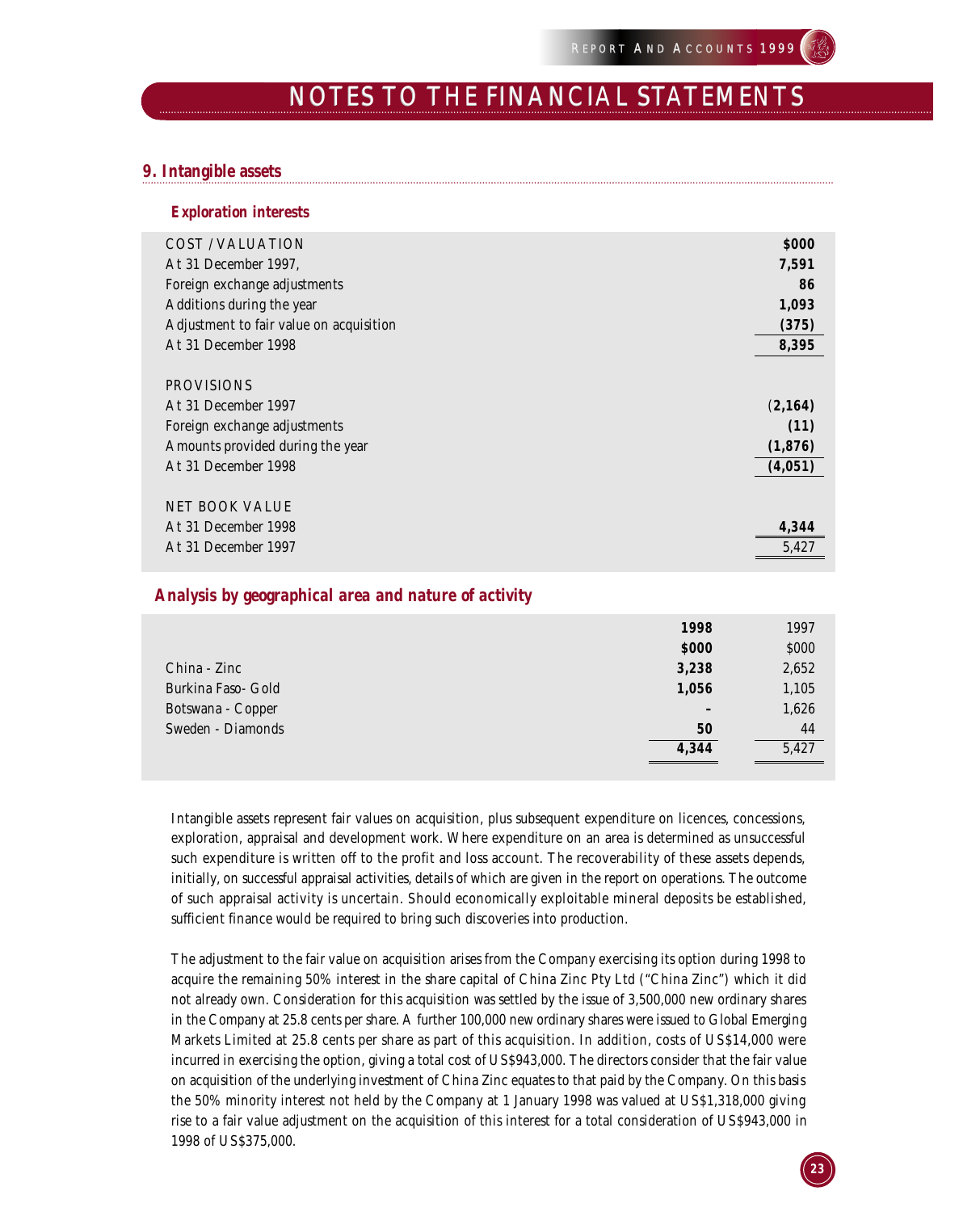# NOTES TO THE FINANCIAL STATEMENTS

## 9. Intangible assets

### Exploration interests

| COST / VALUATION | **$000** |
|---|---|
| At 31 December 1997, | **7,591** |
| Foreign exchange adjustments | **86** |
| Additions during the year | **1,093** |
| Adjustment to fair value on acquisition | **(375)** |
| At 31 December 1998 | **8,395** |
| | |
| PROVISIONS | |
| At 31 December 1997 | **(2,164)** |
| Foreign exchange adjustments | **(11)** |
| Amounts provided during the year | **(1,876)** |
| At 31 December 1998 | **(4,051)** |
| | |
| NET BOOK VALUE | |
| At 31 December 1998 | **4,344** |
| At 31 December 1997 | 5,427 |

### Analysis by geographical area and nature of activity

| | **1998** | 1997 |
|---|---|---|
| | **$000** | $000 |
| China - Zinc | **3,238** | 2,652 |
| Burkina Faso- Gold | **1,056** | 1,105 |
| Botswana - Copper | **–** | 1,626 |
| Sweden - Diamonds | **50** | 44 |
| | **4,344** | 5,427 |

Intangible assets represent fair values on acquisition, plus subsequent expenditure on licences, concessions, exploration, appraisal and development work. Where expenditure on an area is determined as unsuccessful such expenditure is written off to the profit and loss account. The recoverability of these assets depends, initially, on successful appraisal activities, details of which are given in the report on operations. The outcome of such appraisal activity is uncertain. Should economically exploitable mineral deposits be established, sufficient finance would be required to bring such discoveries into production.

The adjustment to the fair value on acquisition arises from the Company exercising its option during 1998 to acquire the remaining 50% interest in the share capital of China Zinc Pty Ltd ("China Zinc") which it did not already own. Consideration for this acquisition was settled by the issue of 3,500,000 new ordinary shares in the Company at 25.8 cents per share. A further 100,000 new ordinary shares were issued to Global Emerging Markets Limited at 25.8 cents per share as part of this acquisition. In addition, costs of US$14,000 were incurred in exercising the option, giving a total cost of US$943,000. The directors consider that the fair value on acquisition of the underlying investment of China Zinc equates to that paid by the Company. On this basis the 50% minority interest not held by the Company at 1 January 1998 was valued at US$1,318,000 giving rise to a fair value adjustment on the acquisition of this interest for a total consideration of US$943,000 in 1998 of US$375,000.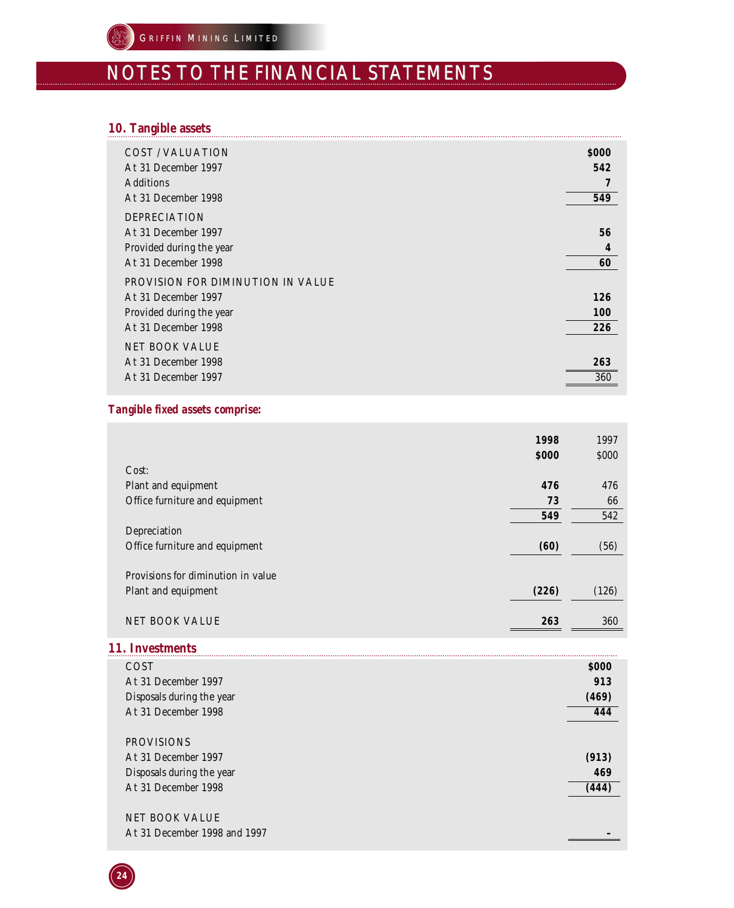# NOTES TO THE FINANCIAL STATEMENTS

## 10. Tangible assets

| | $000 |
|---|---|
| **COST / VALUATION** | |
| At 31 December 1997 | 542 |
| Additions | 7 |
| At 31 December 1998 | 549 |
| **DEPRECIATION** | |
| At 31 December 1997 | 56 |
| Provided during the year | 4 |
| At 31 December 1998 | 60 |
| **PROVISION FOR DIMINUTION IN VALUE** | |
| At 31 December 1997 | 126 |
| Provided during the year | 100 |
| At 31 December 1998 | 226 |
| **NET BOOK VALUE** | |
| At 31 December 1998 | 263 |
| At 31 December 1997 | 360 |

### Tangible fixed assets comprise:

| | 1998 $000 | 1997 $000 |
|---|---|---|
| Cost: | | |
| Plant and equipment | 476 | 476 |
| Office furniture and equipment | 73 | 66 |
| | 549 | 542 |
| Depreciation | | |
| Office furniture and equipment | (60) | (56) |
| Provisions for diminution in value | | |
| Plant and equipment | (226) | (126) |
| NET BOOK VALUE | 263 | 360 |

## 11. Investments

| | $000 |
|---|---|
| **COST** | |
| At 31 December 1997 | 913 |
| Disposals during the year | (469) |
| At 31 December 1998 | 444 |
| **PROVISIONS** | |
| At 31 December 1997 | (913) |
| Disposals during the year | 469 |
| At 31 December 1998 | (444) |
| **NET BOOK VALUE** | |
| At 31 December 1998 and 1997 | - |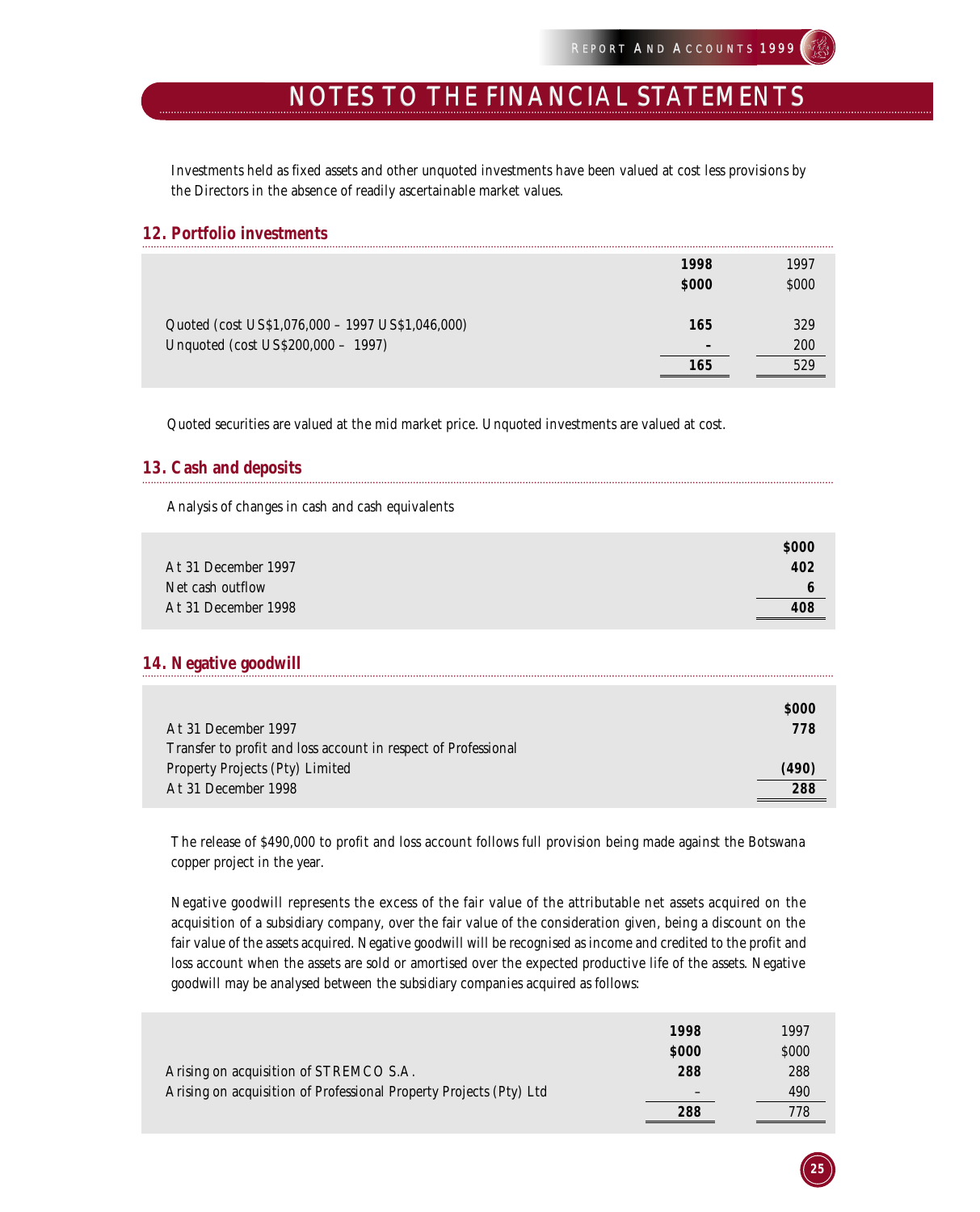# NOTES TO THE FINANCIAL STATEMENTS

Investments held as fixed assets and other unquoted investments have been valued at cost less provisions by the Directors in the absence of readily ascertainable market values.

## 12. Portfolio investments

| | **1998** | 1997 |
|---|---|---|
| | **$000** | $000 |
| Quoted (cost US$1,076,000 – 1997 US$1,046,000) | **165** | 329 |
| Unquoted (cost US$200,000 – 1997) | **–** | 200 |
| | **165** | 529 |

Quoted securities are valued at the mid market price. Unquoted investments are valued at cost.

## 13. Cash and deposits

Analysis of changes in cash and cash equivalents

| | **$000** |
|---|---|
| At 31 December 1997 | **402** |
| Net cash outflow | **6** |
| At 31 December 1998 | **408** |

## 14. Negative goodwill

| | **$000** |
|---|---|
| At 31 December 1997 | **778** |
| Transfer to profit and loss account in respect of Professional Property Projects (Pty) Limited | **(490)** |
| At 31 December 1998 | **288** |

The release of $490,000 to profit and loss account follows full provision being made against the Botswana copper project in the year.

Negative goodwill represents the excess of the fair value of the attributable net assets acquired on the acquisition of a subsidiary company, over the fair value of the consideration given, being a discount on the fair value of the assets acquired. Negative goodwill will be recognised as income and credited to the profit and loss account when the assets are sold or amortised over the expected productive life of the assets. Negative goodwill may be analysed between the subsidiary companies acquired as follows:

| | **1998** | 1997 |
|---|---|---|
| | **$000** | $000 |
| Arising on acquisition of STREMCO S.A. | **288** | 288 |
| Arising on acquisition of Professional Property Projects (Pty) Ltd | – | 490 |
| | **288** | 778 |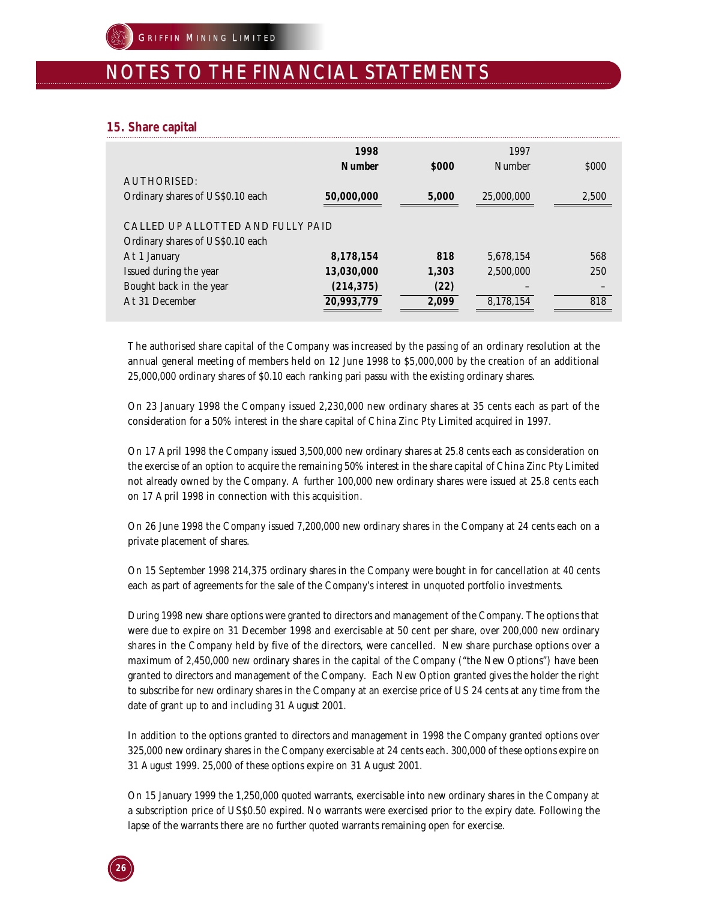## 15. Share capital

| | 1998 | | 1997 | |
|---|---|---|---|---|
| | **Number** | **$000** | Number | $000 |
| AUTHORISED: | | | | |
| Ordinary shares of US$0.10 each | **50,000,000** | **5,000** | 25,000,000 | 2,500 |
| CALLED UP ALLOTTED AND FULLY PAID | | | | |
| Ordinary shares of US$0.10 each | | | | |
| At 1 January | **8,178,154** | **818** | 5,678,154 | 568 |
| Issued during the year | **13,030,000** | **1,303** | 2,500,000 | 250 |
| Bought back in the year | **(214,375)** | **(22)** | – | – |
| At 31 December | **20,993,779** | **2,099** | 8,178,154 | 818 |

The authorised share capital of the Company was increased by the passing of an ordinary resolution at the annual general meeting of members held on 12 June 1998 to $5,000,000 by the creation of an additional 25,000,000 ordinary shares of $0.10 each ranking pari passu with the existing ordinary shares.

On 23 January 1998 the Company issued 2,230,000 new ordinary shares at 35 cents each as part of the consideration for a 50% interest in the share capital of China Zinc Pty Limited acquired in 1997.

On 17 April 1998 the Company issued 3,500,000 new ordinary shares at 25.8 cents each as consideration on the exercise of an option to acquire the remaining 50% interest in the share capital of China Zinc Pty Limited not already owned by the Company. A further 100,000 new ordinary shares were issued at 25.8 cents each on 17 April 1998 in connection with this acquisition.

On 26 June 1998 the Company issued 7,200,000 new ordinary shares in the Company at 24 cents each on a private placement of shares.

On 15 September 1998 214,375 ordinary shares in the Company were bought in for cancellation at 40 cents each as part of agreements for the sale of the Company's interest in unquoted portfolio investments.

During 1998 new share options were granted to directors and management of the Company. The options that were due to expire on 31 December 1998 and exercisable at 50 cent per share, over 200,000 new ordinary shares in the Company held by five of the directors, were cancelled. New share purchase options over a maximum of 2,450,000 new ordinary shares in the capital of the Company ("the New Options") have been granted to directors and management of the Company. Each New Option granted gives the holder the right to subscribe for new ordinary shares in the Company at an exercise price of US 24 cents at any time from the date of grant up to and including 31 August 2001.

In addition to the options granted to directors and management in 1998 the Company granted options over 325,000 new ordinary shares in the Company exercisable at 24 cents each. 300,000 of these options expire on 31 August 1999. 25,000 of these options expire on 31 August 2001.

On 15 January 1999 the 1,250,000 quoted warrants, exercisable into new ordinary shares in the Company at a subscription price of US$0.50 expired. No warrants were exercised prior to the expiry date. Following the lapse of the warrants there are no further quoted warrants remaining open for exercise.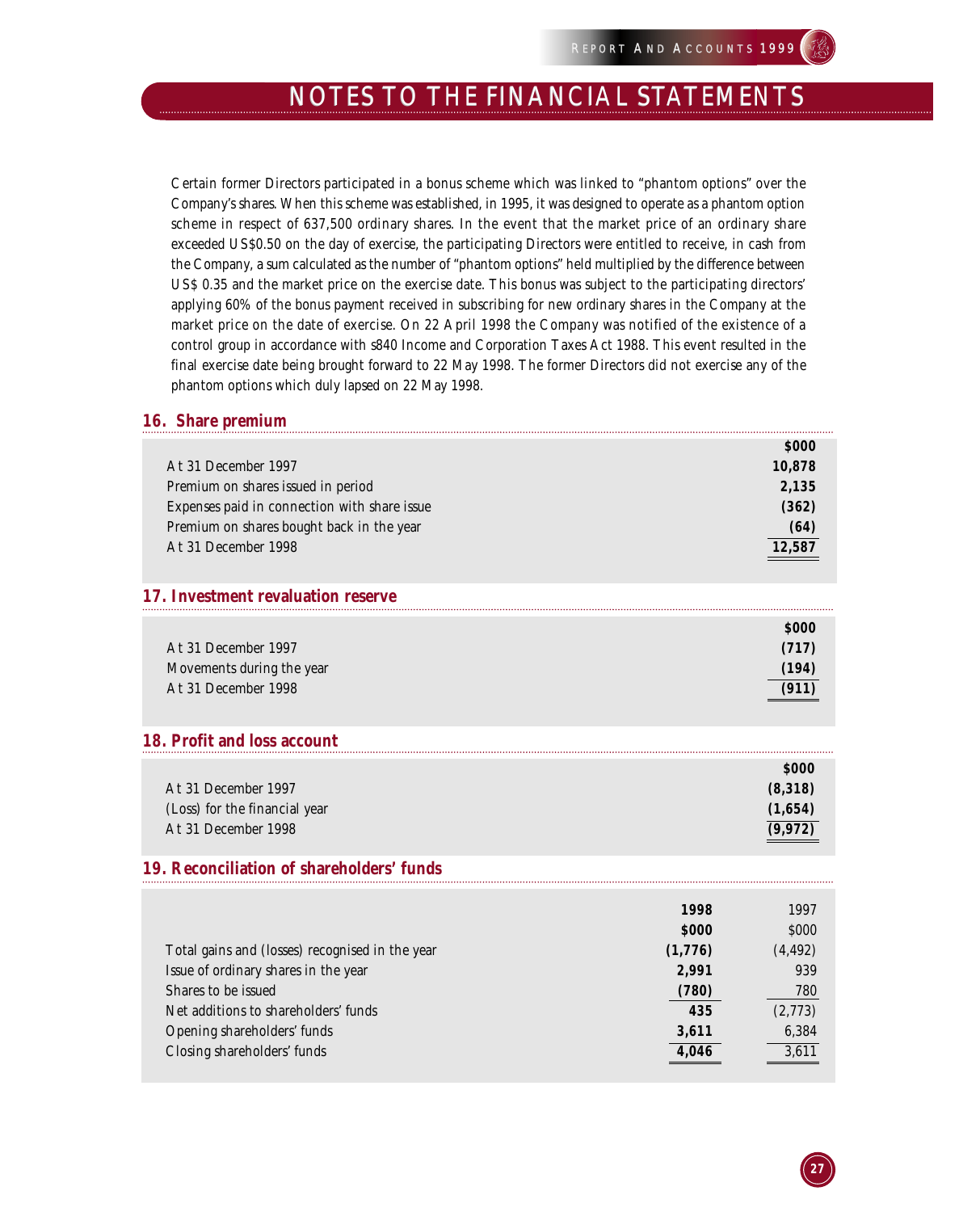Certain former Directors participated in a bonus scheme which was linked to "phantom options" over the Company's shares. When this scheme was established, in 1995, it was designed to operate as a phantom option scheme in respect of 637,500 ordinary shares. In the event that the market price of an ordinary share exceeded US$0.50 on the day of exercise, the participating Directors were entitled to receive, in cash from the Company, a sum calculated as the number of "phantom options" held multiplied by the difference between US$ 0.35 and the market price on the exercise date. This bonus was subject to the participating directors' applying 60% of the bonus payment received in subscribing for new ordinary shares in the Company at the market price on the date of exercise. On 22 April 1998 the Company was notified of the existence of a control group in accordance with s840 Income and Corporation Taxes Act 1988. This event resulted in the final exercise date being brought forward to 22 May 1998. The former Directors did not exercise any of the phantom options which duly lapsed on 22 May 1998.

## 16. Share premium

| | $000 |
|---|---|
| At 31 December 1997 | 10,878 |
| Premium on shares issued in period | 2,135 |
| Expenses paid in connection with share issue | (362) |
| Premium on shares bought back in the year | (64) |
| At 31 December 1998 | 12,587 |

## 17. Investment revaluation reserve

| | $000 |
|---|---|
| At 31 December 1997 | (717) |
| Movements during the year | (194) |
| At 31 December 1998 | (911) |

## 18. Profit and loss account

| | $000 |
|---|---|
| At 31 December 1997 | (8,318) |
| (Loss) for the financial year | (1,654) |
| At 31 December 1998 | (9,972) |

## 19. Reconciliation of shareholders' funds

| | 1998 | 1997 |
|---|---|---|
| | $000 | $000 |
| Total gains and (losses) recognised in the year | (1,776) | (4,492) |
| Issue of ordinary shares in the year | 2,991 | 939 |
| Shares to be issued | (780) | 780 |
| Net additions to shareholders' funds | 435 | (2,773) |
| Opening shareholders' funds | 3,611 | 6,384 |
| Closing shareholders' funds | 4,046 | 3,611 |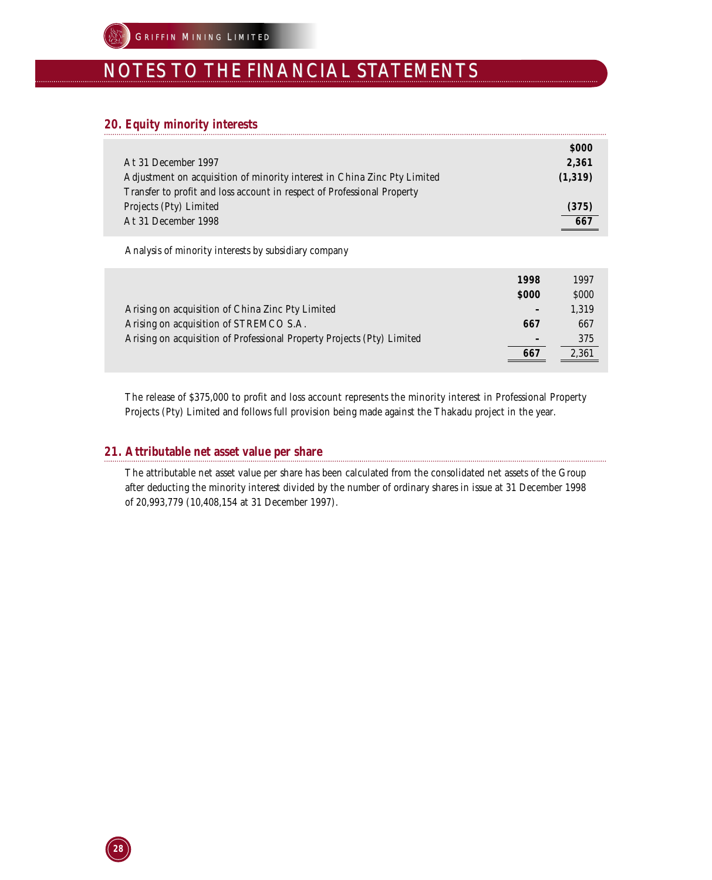## 20. Equity minority interests

| | **$000** |
|---|---|
| At 31 December 1997 | **2,361** |
| Adjustment on acquisition of minority interest in China Zinc Pty Limited | **(1,319)** |
| Transfer to profit and loss account in respect of Professional Property Projects (Pty) Limited | **(375)** |
| At 31 December 1998 | **667** |

Analysis of minority interests by subsidiary company

| | **1998** | 1997 |
|---|---|---|
| | **$000** | $000 |
| Arising on acquisition of China Zinc Pty Limited | **-** | 1,319 |
| Arising on acquisition of STREMCO S.A. | **667** | 667 |
| Arising on acquisition of Professional Property Projects (Pty) Limited | **-** | 375 |
| | **667** | 2,361 |

The release of $375,000 to profit and loss account represents the minority interest in Professional Property Projects (Pty) Limited and follows full provision being made against the Thakadu project in the year.

## 21. Attributable net asset value per share

The attributable net asset value per share has been calculated from the consolidated net assets of the Group after deducting the minority interest divided by the number of ordinary shares in issue at 31 December 1998 of 20,993,779 (10,408,154 at 31 December 1997).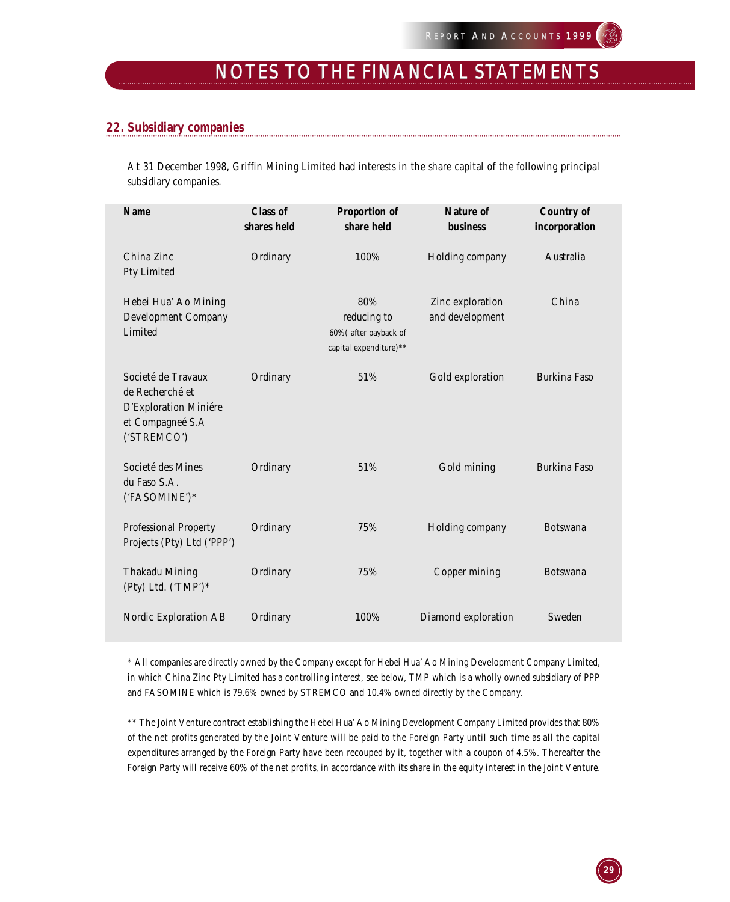# NOTES TO THE FINANCIAL STATEMENTS

## 22. Subsidiary companies

At 31 December 1998, Griffin Mining Limited had interests in the share capital of the following principal subsidiary companies.

| Name | Class of shares held | Proportion of share held | Nature of business | Country of incorporation |
|---|---|---|---|---|
| China Zinc Pty Limited | Ordinary | 100% | Holding company | Australia |
| Hebei Hua' Ao Mining Development Company Limited | | 80% reducing to 60%( after payback of capital expenditure)** | Zinc exploration and development | China |
| Societé de Travaux de Recherché et D'Exploration Miniére et Compagneé S.A ('STREMCO') | Ordinary | 51% | Gold exploration | Burkina Faso |
| Societé des Mines du Faso S.A. ('FASOMINE')* | Ordinary | 51% | Gold mining | Burkina Faso |
| Professional Property Projects (Pty) Ltd ('PPP') | Ordinary | 75% | Holding company | Botswana |
| Thakadu Mining (Pty) Ltd. ('TMP')* | Ordinary | 75% | Copper mining | Botswana |
| Nordic Exploration AB | Ordinary | 100% | Diamond exploration | Sweden |

* All companies are directly owned by the Company except for Hebei Hua' Ao Mining Development Company Limited, in which China Zinc Pty Limited has a controlling interest, see below, TMP which is a wholly owned subsidiary of PPP and FASOMINE which is 79.6% owned by STREMCO and 10.4% owned directly by the Company.

** The Joint Venture contract establishing the Hebei Hua' Ao Mining Development Company Limited provides that 80% of the net profits generated by the Joint Venture will be paid to the Foreign Party until such time as all the capital expenditures arranged by the Foreign Party have been recouped by it, together with a coupon of 4.5%. Thereafter the Foreign Party will receive 60% of the net profits, in accordance with its share in the equity interest in the Joint Venture.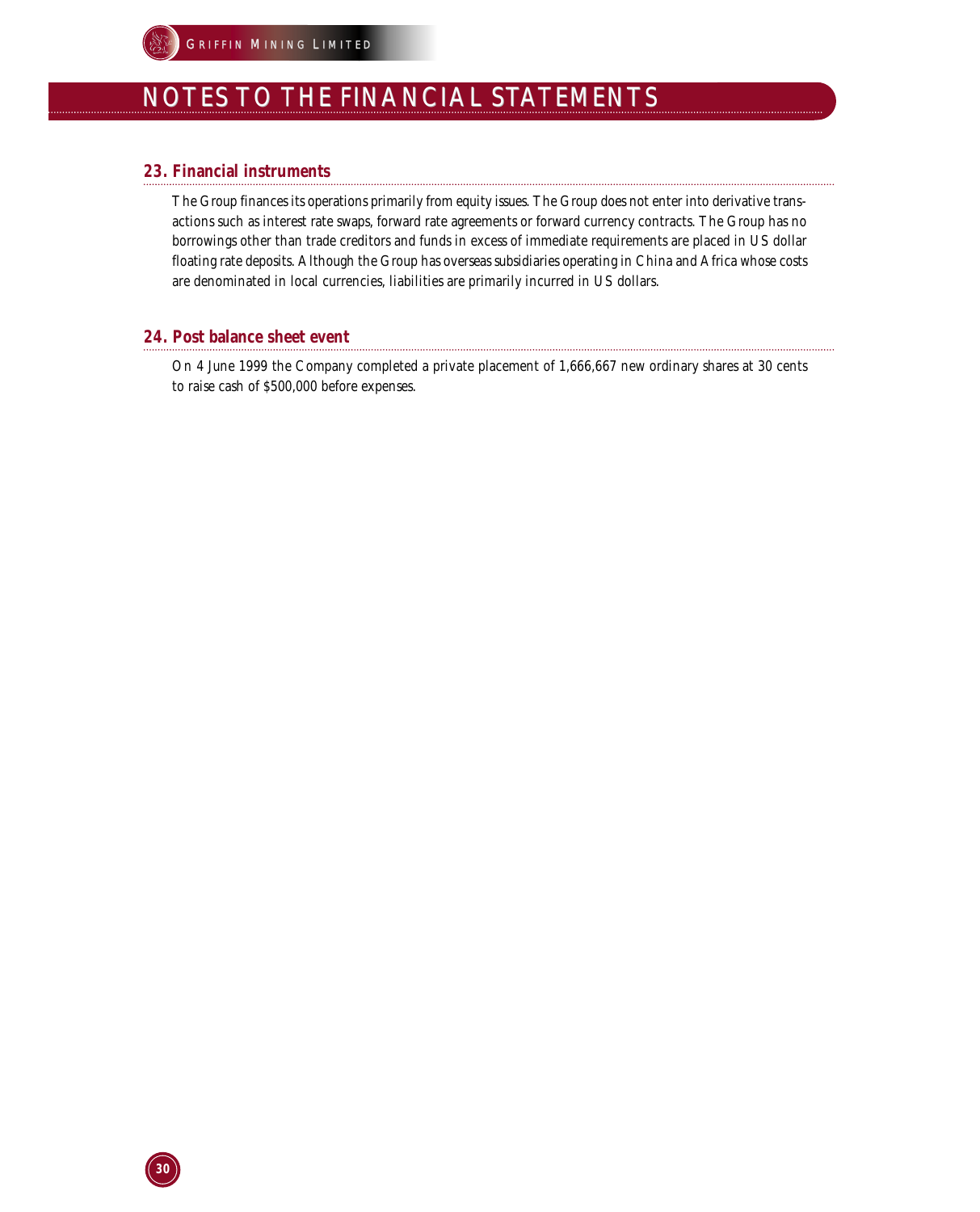# NOTES TO THE FINANCIAL STATEMENTS

## 23. Financial instruments

The Group finances its operations primarily from equity issues. The Group does not enter into derivative transactions such as interest rate swaps, forward rate agreements or forward currency contracts. The Group has no borrowings other than trade creditors and funds in excess of immediate requirements are placed in US dollar floating rate deposits. Although the Group has overseas subsidiaries operating in China and Africa whose costs are denominated in local currencies, liabilities are primarily incurred in US dollars.

## 24. Post balance sheet event

On 4 June 1999 the Company completed a private placement of 1,666,667 new ordinary shares at 30 cents to raise cash of $500,000 before expenses.